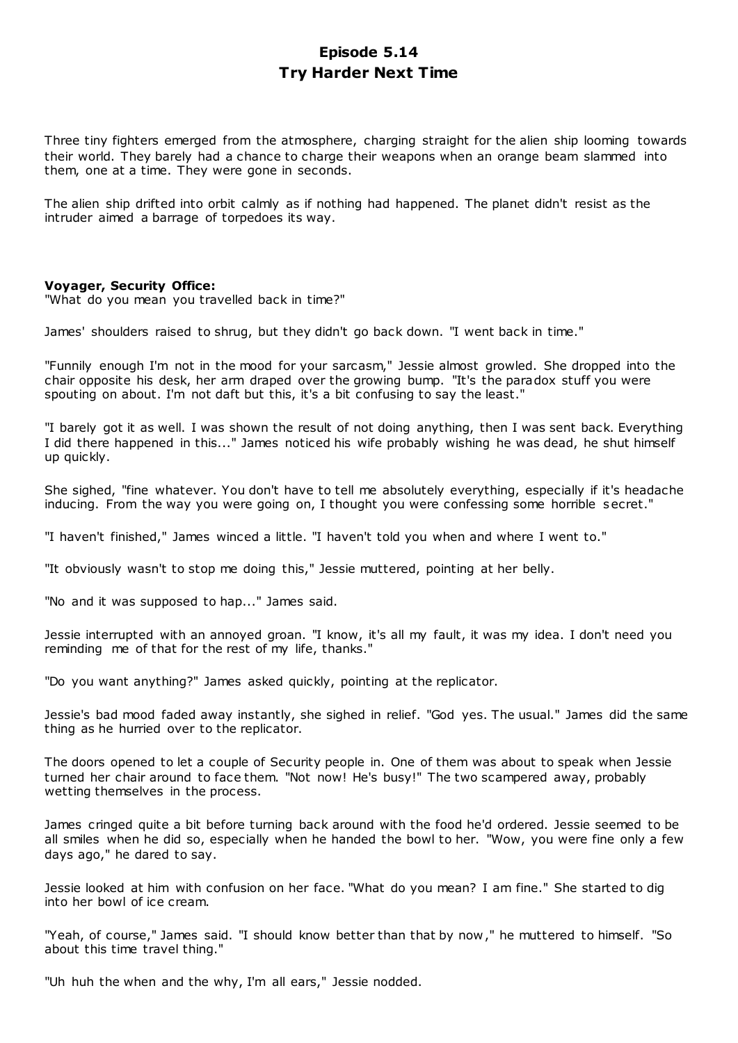# Episode 5.14
## Try Harder Next Time

Three tiny fighters emerged from the atmosphere, charging straight for the alien ship looming towards their world. They barely had a chance to charge their weapons when an orange beam slammed into them, one at a time. They were gone in seconds.

The alien ship drifted into orbit calmly as if nothing had happened. The planet didn't resist as the intruder aimed a barrage of torpedoes its way.

**Voyager, Security Office:**
"What do you mean you travelled back in time?"

James' shoulders raised to shrug, but they didn't go back down. "I went back in time."

"Funnily enough I'm not in the mood for your sarcasm," Jessie almost growled. She dropped into the chair opposite his desk, her arm draped over the growing bump. "It's the paradox stuff you were spouting on about. I'm not daft but this, it's a bit confusing to say the least."

"I barely got it as well. I was shown the result of not doing anything, then I was sent back. Everything I did there happened in this..." James noticed his wife probably wishing he was dead, he shut himself up quickly.

She sighed, "fine whatever. You don't have to tell me absolutely everything, especially if it's headache inducing. From the way you were going on, I thought you were confessing some horrible secret."

"I haven't finished," James winced a little. "I haven't told you when and where I went to."

"It obviously wasn't to stop me doing this," Jessie muttered, pointing at her belly.

"No and it was supposed to hap..." James said.

Jessie interrupted with an annoyed groan. "I know, it's all my fault, it was my idea. I don't need you reminding me of that for the rest of my life, thanks."

"Do you want anything?" James asked quickly, pointing at the replicator.

Jessie's bad mood faded away instantly, she sighed in relief. "God yes. The usual." James did the same thing as he hurried over to the replicator.

The doors opened to let a couple of Security people in. One of them was about to speak when Jessie turned her chair around to face them. "Not now! He's busy!" The two scampered away, probably wetting themselves in the process.

James cringed quite a bit before turning back around with the food he'd ordered. Jessie seemed to be all smiles when he did so, especially when he handed the bowl to her. "Wow, you were fine only a few days ago," he dared to say.

Jessie looked at him with confusion on her face. "What do you mean? I am fine." She started to dig into her bowl of ice cream.

"Yeah, of course," James said. "I should know better than that by now," he muttered to himself. "So about this time travel thing."

"Uh huh the when and the why, I'm all ears," Jessie nodded.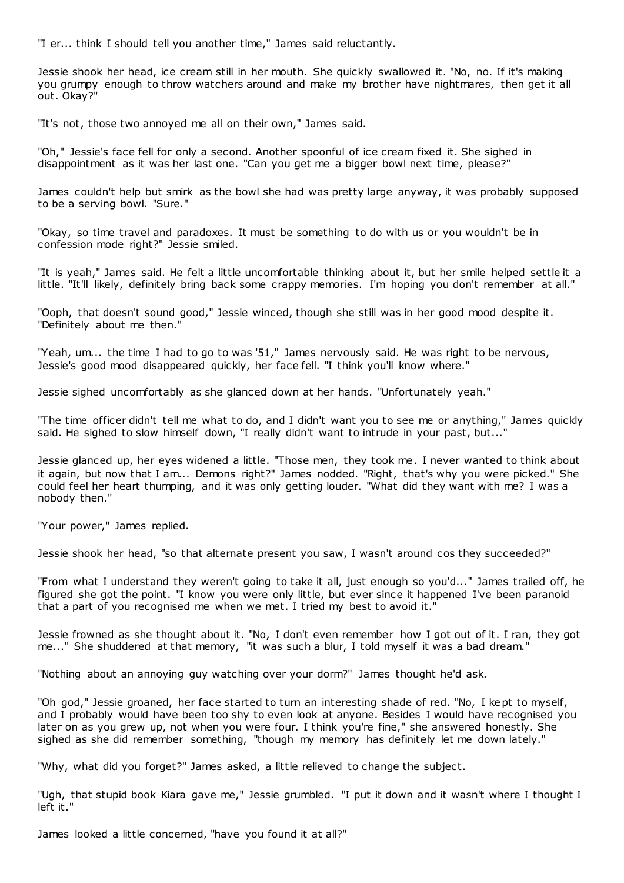"I er... think I should tell you another time," James said reluctantly.

Jessie shook her head, ice cream still in her mouth. She quickly swallowed it. "No, no. If it's making you grumpy enough to throw watchers around and make my brother have nightmares, then get it all out. Okay?"

"It's not, those two annoyed me all on their own," James said.

"Oh," Jessie's face fell for only a second. Another spoonful of ice cream fixed it. She sighed in disappointment as it was her last one. "Can you get me a bigger bowl next time, please?"

James couldn't help but smirk as the bowl she had was pretty large anyway, it was probably supposed to be a serving bowl. "Sure."

"Okay, so time travel and paradoxes. It must be something to do with us or you wouldn't be in confession mode right?" Jessie smiled.

"It is yeah," James said. He felt a little uncomfortable thinking about it, but her smile helped settle it a little. "It'll likely, definitely bring back some crappy memories. I'm hoping you don't remember at all."

"Ooph, that doesn't sound good," Jessie winced, though she still was in her good mood despite it. "Definitely about me then."

"Yeah, um... the time I had to go to was '51," James nervously said. He was right to be nervous, Jessie's good mood disappeared quickly, her face fell. "I think you'll know where."

Jessie sighed uncomfortably as she glanced down at her hands. "Unfortunately yeah."

"The time officer didn't tell me what to do, and I didn't want you to see me or anything," James quickly said. He sighed to slow himself down, "I really didn't want to intrude in your past, but..."

Jessie glanced up, her eyes widened a little. "Those men, they took me. I never wanted to think about it again, but now that I am... Demons right?" James nodded. "Right, that's why you were picked." She could feel her heart thumping, and it was only getting louder. "What did they want with me? I was a nobody then."

"Your power," James replied.

Jessie shook her head, "so that alternate present you saw, I wasn't around cos they succeeded?"

"From what I understand they weren't going to take it all, just enough so you'd..." James trailed off, he figured she got the point. "I know you were only little, but ever since it happened I've been paranoid that a part of you recognised me when we met. I tried my best to avoid it."

Jessie frowned as she thought about it. "No, I don't even remember how I got out of it. I ran, they got me..." She shuddered at that memory, "it was such a blur, I told myself it was a bad dream."

"Nothing about an annoying guy watching over your dorm?" James thought he'd ask.

"Oh god," Jessie groaned, her face started to turn an interesting shade of red. "No, I kept to myself, and I probably would have been too shy to even look at anyone. Besides I would have recognised you later on as you grew up, not when you were four. I think you're fine," she answered honestly. She sighed as she did remember something, "though my memory has definitely let me down lately."

"Why, what did you forget?" James asked, a little relieved to change the subject.

"Ugh, that stupid book Kiara gave me," Jessie grumbled. "I put it down and it wasn't where I thought I left it."

James looked a little concerned, "have you found it at all?"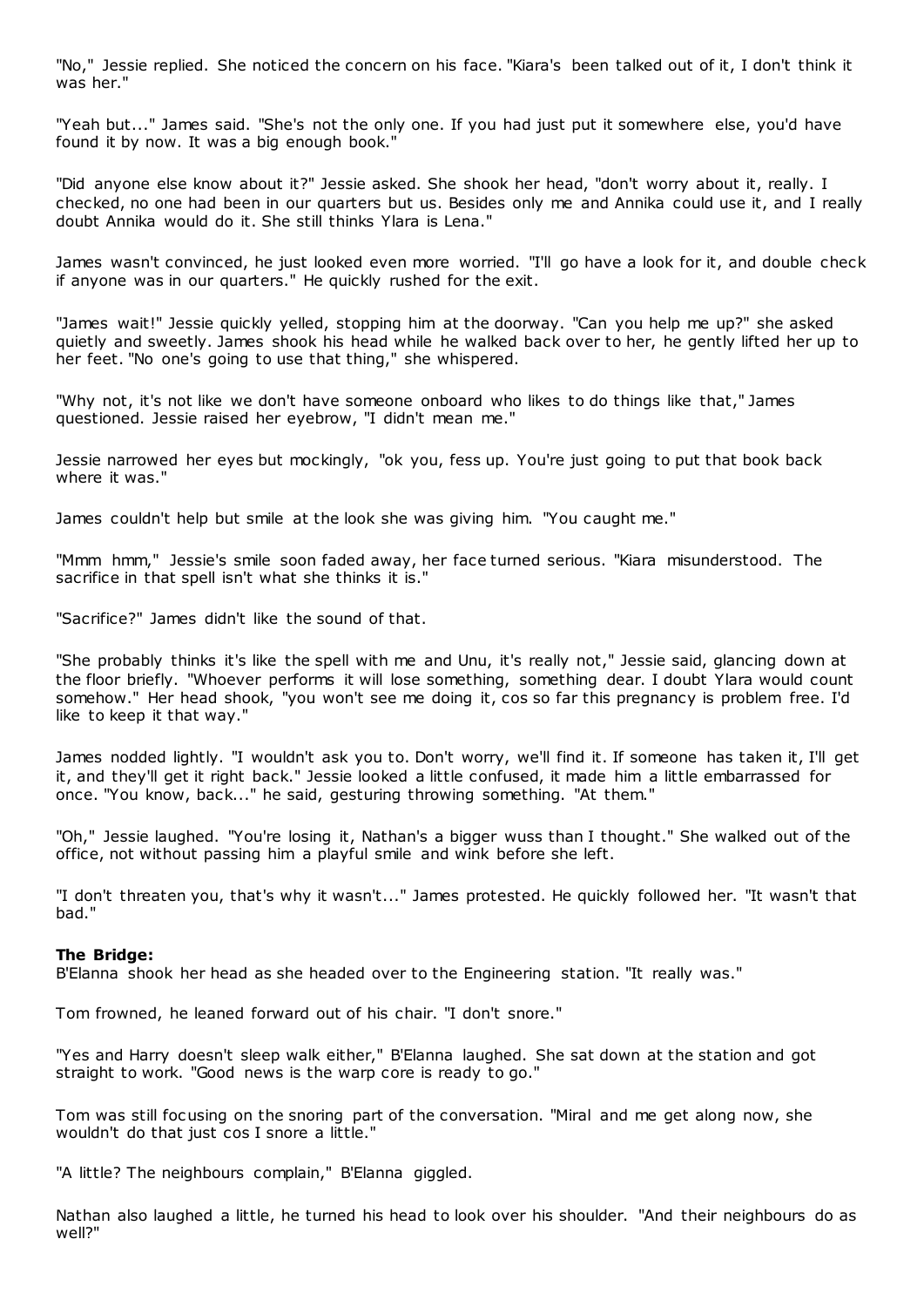"No," Jessie replied. She noticed the concern on his face. "Kiara's been talked out of it, I don't think it was her."

"Yeah but..." James said. "She's not the only one. If you had just put it somewhere else, you'd have found it by now. It was a big enough book."

"Did anyone else know about it?" Jessie asked. She shook her head, "don't worry about it, really. I checked, no one had been in our quarters but us. Besides only me and Annika could use it, and I really doubt Annika would do it. She still thinks Ylara is Lena."

James wasn't convinced, he just looked even more worried. "I'll go have a look for it, and double check if anyone was in our quarters." He quickly rushed for the exit.

"James wait!" Jessie quickly yelled, stopping him at the doorway. "Can you help me up?" she asked quietly and sweetly. James shook his head while he walked back over to her, he gently lifted her up to her feet. "No one's going to use that thing," she whispered.

"Why not, it's not like we don't have someone onboard who likes to do things like that," James questioned. Jessie raised her eyebrow, "I didn't mean me."

Jessie narrowed her eyes but mockingly, "ok you, fess up. You're just going to put that book back where it was."

James couldn't help but smile at the look she was giving him. "You caught me."

"Mmm hmm," Jessie's smile soon faded away, her face turned serious. "Kiara misunderstood. The sacrifice in that spell isn't what she thinks it is."

"Sacrifice?" James didn't like the sound of that.

"She probably thinks it's like the spell with me and Unu, it's really not," Jessie said, glancing down at the floor briefly. "Whoever performs it will lose something, something dear. I doubt Ylara would count somehow." Her head shook, "you won't see me doing it, cos so far this pregnancy is problem free. I'd like to keep it that way."

James nodded lightly. "I wouldn't ask you to. Don't worry, we'll find it. If someone has taken it, I'll get it, and they'll get it right back." Jessie looked a little confused, it made him a little embarrassed for once. "You know, back..." he said, gesturing throwing something. "At them."

"Oh," Jessie laughed. "You're losing it, Nathan's a bigger wuss than I thought." She walked out of the office, not without passing him a playful smile and wink before she left.

"I don't threaten you, that's why it wasn't..." James protested. He quickly followed her. "It wasn't that bad."

**The Bridge:**
B'Elanna shook her head as she headed over to the Engineering station. "It really was."

Tom frowned, he leaned forward out of his chair. "I don't snore."

"Yes and Harry doesn't sleep walk either," B'Elanna laughed. She sat down at the station and got straight to work. "Good news is the warp core is ready to go."

Tom was still focusing on the snoring part of the conversation. "Miral and me get along now, she wouldn't do that just cos I snore a little."

"A little? The neighbours complain," B'Elanna giggled.

Nathan also laughed a little, he turned his head to look over his shoulder. "And their neighbours do as well?"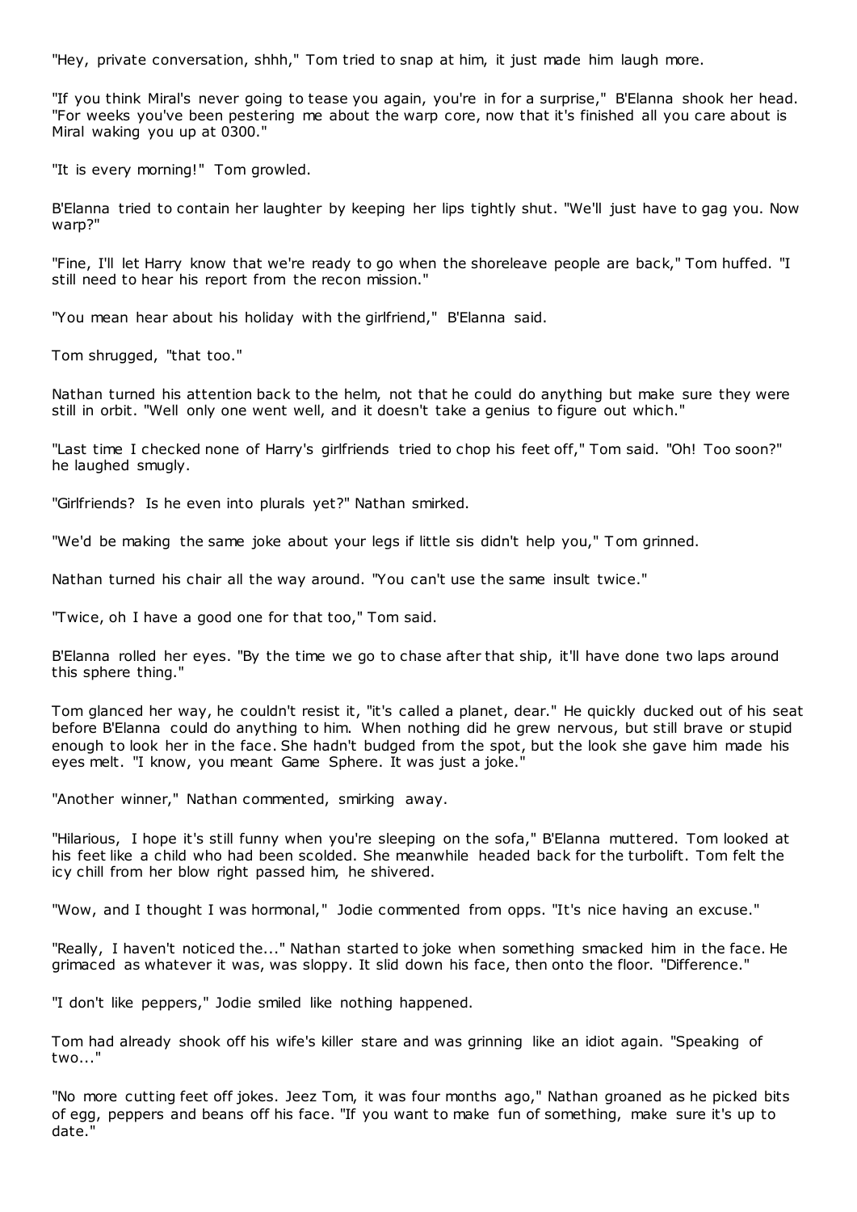"Hey, private conversation, shhh," Tom tried to snap at him, it just made him laugh more.

"If you think Miral's never going to tease you again, you're in for a surprise," B'Elanna shook her head. "For weeks you've been pestering me about the warp core, now that it's finished all you care about is Miral waking you up at 0300."

"It is every morning!" Tom growled.

B'Elanna tried to contain her laughter by keeping her lips tightly shut. "We'll just have to gag you. Now warp?"

"Fine, I'll let Harry know that we're ready to go when the shoreleave people are back," Tom huffed. "I still need to hear his report from the recon mission."

"You mean hear about his holiday with the girlfriend," B'Elanna said.

Tom shrugged, "that too."

Nathan turned his attention back to the helm, not that he could do anything but make sure they were still in orbit. "Well only one went well, and it doesn't take a genius to figure out which."

"Last time I checked none of Harry's girlfriends tried to chop his feet off," Tom said. "Oh! Too soon?" he laughed smugly.

"Girlfriends? Is he even into plurals yet?" Nathan smirked.

"We'd be making the same joke about your legs if little sis didn't help you," Tom grinned.

Nathan turned his chair all the way around. "You can't use the same insult twice."

"Twice, oh I have a good one for that too," Tom said.

B'Elanna rolled her eyes. "By the time we go to chase after that ship, it'll have done two laps around this sphere thing."

Tom glanced her way, he couldn't resist it, "it's called a planet, dear." He quickly ducked out of his seat before B'Elanna could do anything to him. When nothing did he grew nervous, but still brave or stupid enough to look her in the face. She hadn't budged from the spot, but the look she gave him made his eyes melt. "I know, you meant Game Sphere. It was just a joke."

"Another winner," Nathan commented, smirking away.

"Hilarious, I hope it's still funny when you're sleeping on the sofa," B'Elanna muttered. Tom looked at his feet like a child who had been scolded. She meanwhile headed back for the turbolift. Tom felt the icy chill from her blow right passed him, he shivered.

"Wow, and I thought I was hormonal," Jodie commented from opps. "It's nice having an excuse."

"Really, I haven't noticed the..." Nathan started to joke when something smacked him in the face. He grimaced as whatever it was, was sloppy. It slid down his face, then onto the floor. "Difference."

"I don't like peppers," Jodie smiled like nothing happened.

Tom had already shook off his wife's killer stare and was grinning like an idiot again. "Speaking of two..."

"No more cutting feet off jokes. Jeez Tom, it was four months ago," Nathan groaned as he picked bits of egg, peppers and beans off his face. "If you want to make fun of something, make sure it's up to date."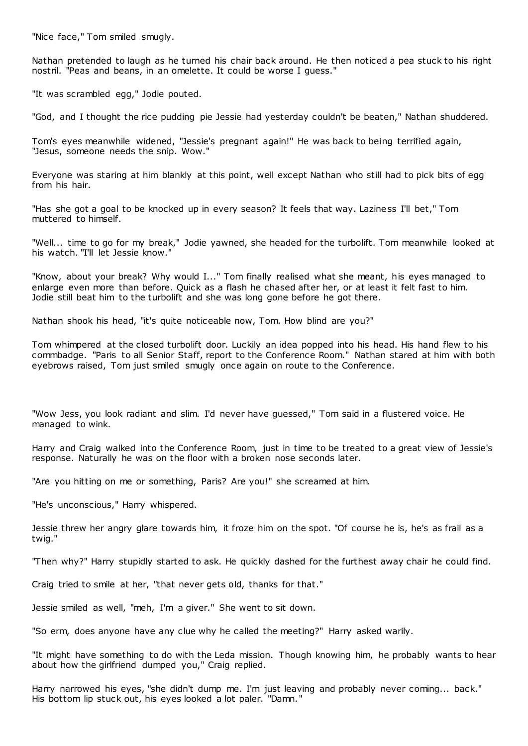"Nice face," Tom smiled smugly.

Nathan pretended to laugh as he turned his chair back around. He then noticed a pea stuck to his right nostril. "Peas and beans, in an omelette. It could be worse I guess."

"It was scrambled egg," Jodie pouted.

"God, and I thought the rice pudding pie Jessie had yesterday couldn't be beaten," Nathan shuddered.

Tom's eyes meanwhile widened, "Jessie's pregnant again!" He was back to being terrified again, "Jesus, someone needs the snip. Wow."

Everyone was staring at him blankly at this point, well except Nathan who still had to pick bits of egg from his hair.

"Has she got a goal to be knocked up in every season? It feels that way. Laziness I'll bet," Tom muttered to himself.

"Well... time to go for my break," Jodie yawned, she headed for the turbolift. Tom meanwhile looked at his watch. "I'll let Jessie know."

"Know, about your break? Why would I..." Tom finally realised what she meant, his eyes managed to enlarge even more than before. Quick as a flash he chased after her, or at least it felt fast to him. Jodie still beat him to the turbolift and she was long gone before he got there.

Nathan shook his head, "it's quite noticeable now, Tom. How blind are you?"

Tom whimpered at the closed turbolift door. Luckily an idea popped into his head. His hand flew to his commbadge. "Paris to all Senior Staff, report to the Conference Room." Nathan stared at him with both eyebrows raised, Tom just smiled smugly once again on route to the Conference.

"Wow Jess, you look radiant and slim. I'd never have guessed," Tom said in a flustered voice. He managed to wink.

Harry and Craig walked into the Conference Room, just in time to be treated to a great view of Jessie's response. Naturally he was on the floor with a broken nose seconds later.

"Are you hitting on me or something, Paris? Are you!" she screamed at him.

"He's unconscious," Harry whispered.

Jessie threw her angry glare towards him, it froze him on the spot. "Of course he is, he's as frail as a twig."

"Then why?" Harry stupidly started to ask. He quickly dashed for the furthest away chair he could find.

Craig tried to smile at her, "that never gets old, thanks for that."

Jessie smiled as well, "meh, I'm a giver." She went to sit down.

"So erm, does anyone have any clue why he called the meeting?" Harry asked warily.

"It might have something to do with the Leda mission. Though knowing him, he probably wants to hear about how the girlfriend dumped you," Craig replied.

Harry narrowed his eyes, "she didn't dump me. I'm just leaving and probably never coming... back." His bottom lip stuck out, his eyes looked a lot paler. "Damn."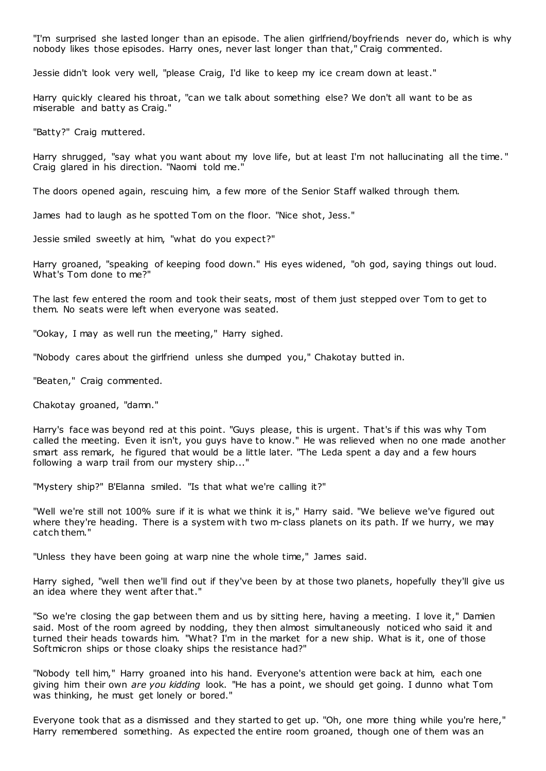"I'm surprised she lasted longer than an episode. The alien girlfriend/boyfriends never do, which is why nobody likes those episodes. Harry ones, never last longer than that," Craig commented.

Jessie didn't look very well, "please Craig, I'd like to keep my ice cream down at least."

Harry quickly cleared his throat, "can we talk about something else? We don't all want to be as miserable and batty as Craig."

"Batty?" Craig muttered.

Harry shrugged, "say what you want about my love life, but at least I'm not hallucinating all the time." Craig glared in his direction. "Naomi told me."

The doors opened again, rescuing him, a few more of the Senior Staff walked through them.

James had to laugh as he spotted Tom on the floor. "Nice shot, Jess."

Jessie smiled sweetly at him, "what do you expect?"

Harry groaned, "speaking of keeping food down." His eyes widened, "oh god, saying things out loud. What's Tom done to me?"

The last few entered the room and took their seats, most of them just stepped over Tom to get to them. No seats were left when everyone was seated.

"Ookay, I may as well run the meeting," Harry sighed.

"Nobody cares about the girlfriend unless she dumped you," Chakotay butted in.

"Beaten," Craig commented.

Chakotay groaned, "damn."

Harry's face was beyond red at this point. "Guys please, this is urgent. That's if this was why Tom called the meeting. Even it isn't, you guys have to know." He was relieved when no one made another smart ass remark, he figured that would be a little later. "The Leda spent a day and a few hours following a warp trail from our mystery ship..."

"Mystery ship?" B'Elanna smiled. "Is that what we're calling it?"

"Well we're still not 100% sure if it is what we think it is," Harry said. "We believe we've figured out where they're heading. There is a system with two m-class planets on its path. If we hurry, we may catch them."

"Unless they have been going at warp nine the whole time," James said.

Harry sighed, "well then we'll find out if they've been by at those two planets, hopefully they'll give us an idea where they went after that."

"So we're closing the gap between them and us by sitting here, having a meeting. I love it," Damien said. Most of the room agreed by nodding, they then almost simultaneously noticed who said it and turned their heads towards him. "What? I'm in the market for a new ship. What is it, one of those Softmicron ships or those cloaky ships the resistance had?"

"Nobody tell him," Harry groaned into his hand. Everyone's attention were back at him, each one giving him their own *are you kidding* look. "He has a point, we should get going. I dunno what Tom was thinking, he must get lonely or bored."

Everyone took that as a dismissed and they started to get up. "Oh, one more thing while you're here," Harry remembered something. As expected the entire room groaned, though one of them was an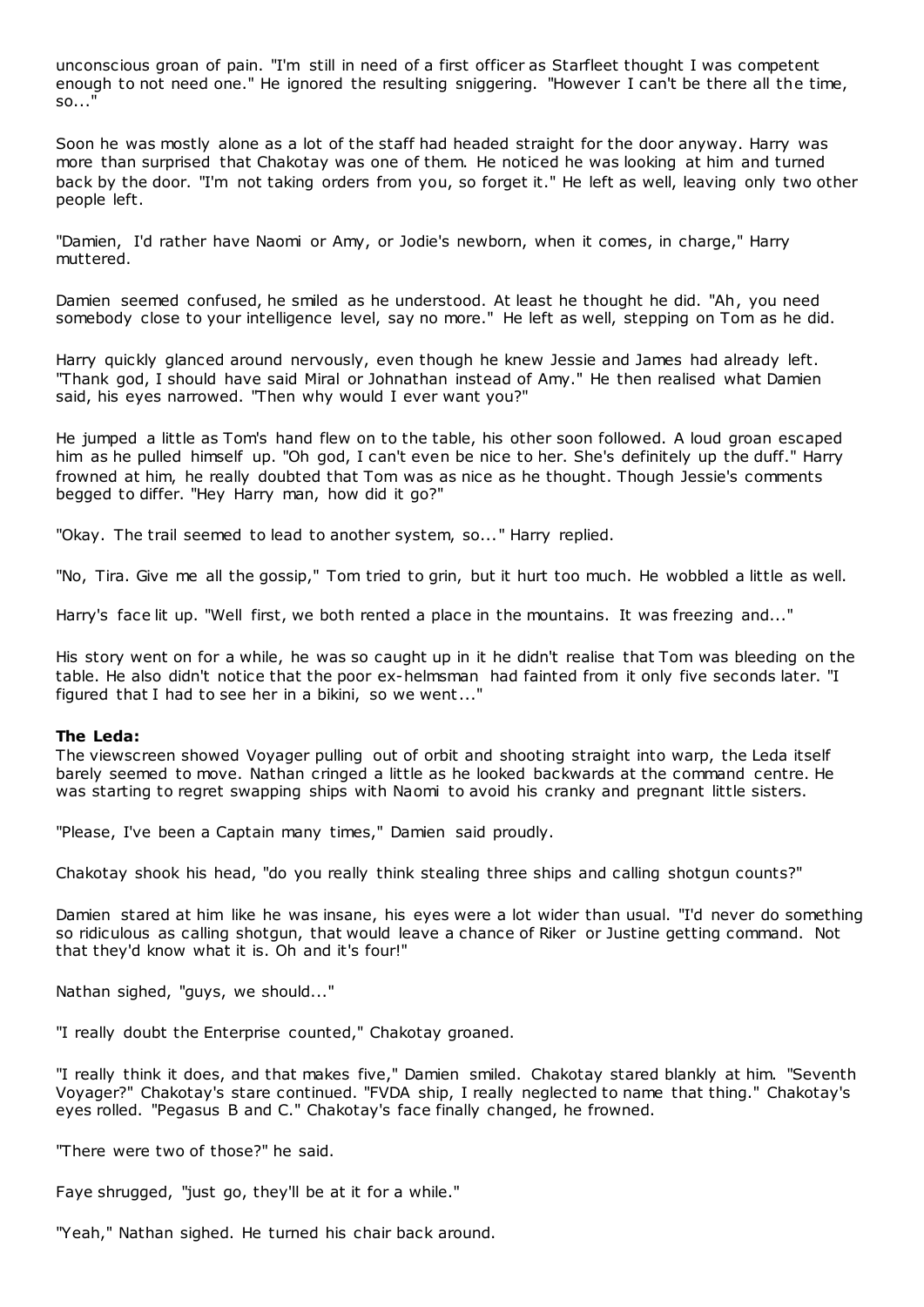unconscious groan of pain. "I'm still in need of a first officer as Starfleet thought I was competent enough to not need one." He ignored the resulting sniggering. "However I can't be there all the time, so..."

Soon he was mostly alone as a lot of the staff had headed straight for the door anyway. Harry was more than surprised that Chakotay was one of them. He noticed he was looking at him and turned back by the door. "I'm not taking orders from you, so forget it." He left as well, leaving only two other people left.

"Damien, I'd rather have Naomi or Amy, or Jodie's newborn, when it comes, in charge," Harry muttered.

Damien seemed confused, he smiled as he understood. At least he thought he did. "Ah, you need somebody close to your intelligence level, say no more." He left as well, stepping on Tom as he did.

Harry quickly glanced around nervously, even though he knew Jessie and James had already left. "Thank god, I should have said Miral or Johnathan instead of Amy." He then realised what Damien said, his eyes narrowed. "Then why would I ever want you?"

He jumped a little as Tom's hand flew on to the table, his other soon followed. A loud groan escaped him as he pulled himself up. "Oh god, I can't even be nice to her. She's definitely up the duff." Harry frowned at him, he really doubted that Tom was as nice as he thought. Though Jessie's comments begged to differ. "Hey Harry man, how did it go?"

"Okay. The trail seemed to lead to another system, so..." Harry replied.

"No, Tira. Give me all the gossip," Tom tried to grin, but it hurt too much. He wobbled a little as well.

Harry's face lit up. "Well first, we both rented a place in the mountains. It was freezing and..."

His story went on for a while, he was so caught up in it he didn't realise that Tom was bleeding on the table. He also didn't notice that the poor ex-helmsman had fainted from it only five seconds later. "I figured that I had to see her in a bikini, so we went..."

**The Leda:**
The viewscreen showed Voyager pulling out of orbit and shooting straight into warp, the Leda itself barely seemed to move. Nathan cringed a little as he looked backwards at the command centre. He was starting to regret swapping ships with Naomi to avoid his cranky and pregnant little sisters.

"Please, I've been a Captain many times," Damien said proudly.

Chakotay shook his head, "do you really think stealing three ships and calling shotgun counts?"

Damien stared at him like he was insane, his eyes were a lot wider than usual. "I'd never do something so ridiculous as calling shotgun, that would leave a chance of Riker or Justine getting command. Not that they'd know what it is. Oh and it's four!"

Nathan sighed, "guys, we should..."

"I really doubt the Enterprise counted," Chakotay groaned.

"I really think it does, and that makes five," Damien smiled. Chakotay stared blankly at him. "Seventh Voyager?" Chakotay's stare continued. "FVDA ship, I really neglected to name that thing." Chakotay's eyes rolled. "Pegasus B and C." Chakotay's face finally changed, he frowned.

"There were two of those?" he said.

Faye shrugged, "just go, they'll be at it for a while."

"Yeah," Nathan sighed. He turned his chair back around.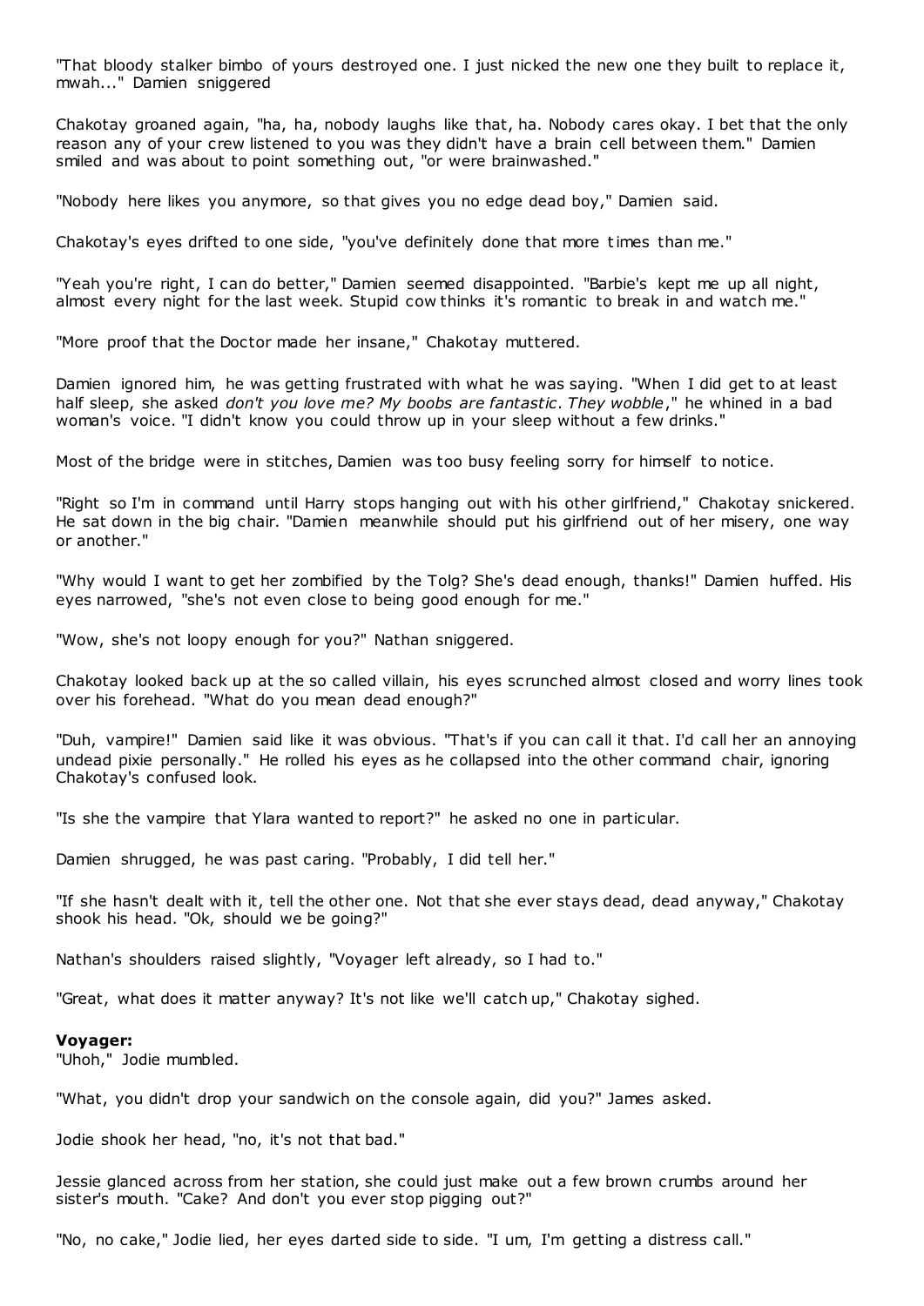"That bloody stalker bimbo of yours destroyed one. I just nicked the new one they built to replace it, mwah..." Damien sniggered

Chakotay groaned again, "ha, ha, nobody laughs like that, ha. Nobody cares okay. I bet that the only reason any of your crew listened to you was they didn't have a brain cell between them." Damien smiled and was about to point something out, "or were brainwashed."

"Nobody here likes you anymore, so that gives you no edge dead boy," Damien said.

Chakotay's eyes drifted to one side, "you've definitely done that more times than me."

"Yeah you're right, I can do better," Damien seemed disappointed. "Barbie's kept me up all night, almost every night for the last week. Stupid cow thinks it's romantic to break in and watch me."

"More proof that the Doctor made her insane," Chakotay muttered.

Damien ignored him, he was getting frustrated with what he was saying. "When I did get to at least half sleep, she asked *don't you love me? My boobs are fantastic. They wobble*," he whined in a bad woman's voice. "I didn't know you could throw up in your sleep without a few drinks."

Most of the bridge were in stitches, Damien was too busy feeling sorry for himself to notice.

"Right so I'm in command until Harry stops hanging out with his other girlfriend," Chakotay snickered. He sat down in the big chair. "Damien meanwhile should put his girlfriend out of her misery, one way or another."

"Why would I want to get her zombified by the Tolg? She's dead enough, thanks!" Damien huffed. His eyes narrowed, "she's not even close to being good enough for me."

"Wow, she's not loopy enough for you?" Nathan sniggered.

Chakotay looked back up at the so called villain, his eyes scrunched almost closed and worry lines took over his forehead. "What do you mean dead enough?"

"Duh, vampire!" Damien said like it was obvious. "That's if you can call it that. I'd call her an annoying undead pixie personally." He rolled his eyes as he collapsed into the other command chair, ignoring Chakotay's confused look.

"Is she the vampire that Ylara wanted to report?" he asked no one in particular.

Damien shrugged, he was past caring. "Probably, I did tell her."

"If she hasn't dealt with it, tell the other one. Not that she ever stays dead, dead anyway," Chakotay shook his head. "Ok, should we be going?"

Nathan's shoulders raised slightly, "Voyager left already, so I had to."

"Great, what does it matter anyway? It's not like we'll catch up," Chakotay sighed.

**Voyager:**
"Uhoh," Jodie mumbled.

"What, you didn't drop your sandwich on the console again, did you?" James asked.

Jodie shook her head, "no, it's not that bad."

Jessie glanced across from her station, she could just make out a few brown crumbs around her sister's mouth. "Cake? And don't you ever stop pigging out?"

"No, no cake," Jodie lied, her eyes darted side to side. "I um, I'm getting a distress call."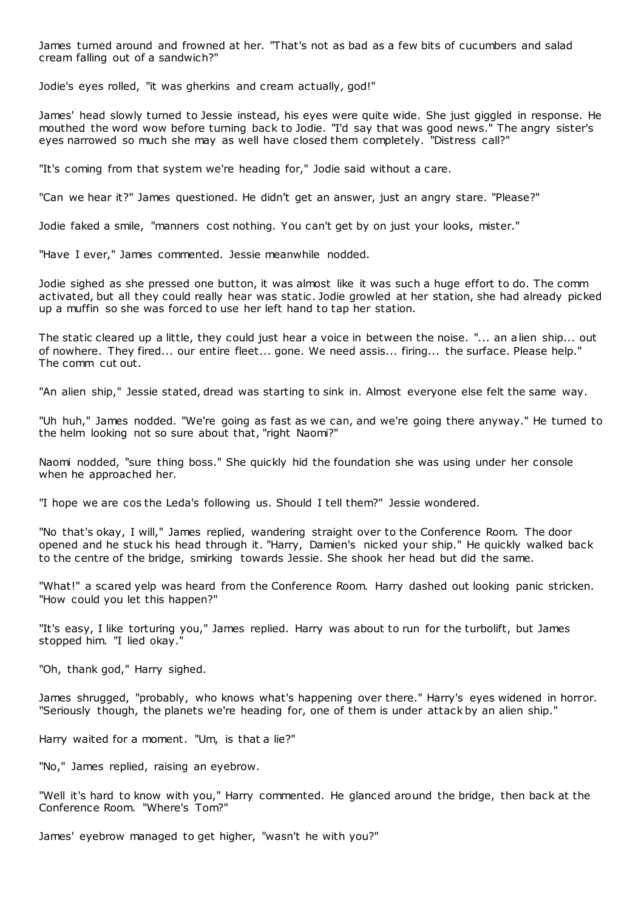James turned around and frowned at her. "That's not as bad as a few bits of cucumbers and salad cream falling out of a sandwich?"

Jodie's eyes rolled, "it was gherkins and cream actually, god!"

James' head slowly turned to Jessie instead, his eyes were quite wide. She just giggled in response. He mouthed the word wow before turning back to Jodie. "I'd say that was good news." The angry sister's eyes narrowed so much she may as well have closed them completely. "Distress call?"

"It's coming from that system we're heading for," Jodie said without a care.

"Can we hear it?" James questioned. He didn't get an answer, just an angry stare. "Please?"

Jodie faked a smile, "manners cost nothing. You can't get by on just your looks, mister."

"Have I ever," James commented. Jessie meanwhile nodded.

Jodie sighed as she pressed one button, it was almost like it was such a huge effort to do. The comm activated, but all they could really hear was static. Jodie growled at her station, she had already picked up a muffin so she was forced to use her left hand to tap her station.

The static cleared up a little, they could just hear a voice in between the noise. "... an alien ship... out of nowhere. They fired... our entire fleet... gone. We need assis... firing... the surface. Please help." The comm cut out.

"An alien ship," Jessie stated, dread was starting to sink in. Almost everyone else felt the same way.

"Uh huh," James nodded. "We're going as fast as we can, and we're going there anyway." He turned to the helm looking not so sure about that, "right Naomi?"

Naomi nodded, "sure thing boss." She quickly hid the foundation she was using under her console when he approached her.

"I hope we are cos the Leda's following us. Should I tell them?" Jessie wondered.

"No that's okay, I will," James replied, wandering straight over to the Conference Room. The door opened and he stuck his head through it. "Harry, Damien's nicked your ship." He quickly walked back to the centre of the bridge, smirking towards Jessie. She shook her head but did the same.

"What!" a scared yelp was heard from the Conference Room. Harry dashed out looking panic stricken. "How could you let this happen?"

"It's easy, I like torturing you," James replied. Harry was about to run for the turbolift, but James stopped him. "I lied okay."

"Oh, thank god," Harry sighed.

James shrugged, "probably, who knows what's happening over there." Harry's eyes widened in horror. "Seriously though, the planets we're heading for, one of them is under attack by an alien ship."

Harry waited for a moment. "Um, is that a lie?"

"No," James replied, raising an eyebrow.

"Well it's hard to know with you," Harry commented. He glanced around the bridge, then back at the Conference Room. "Where's Tom?"

James' eyebrow managed to get higher, "wasn't he with you?"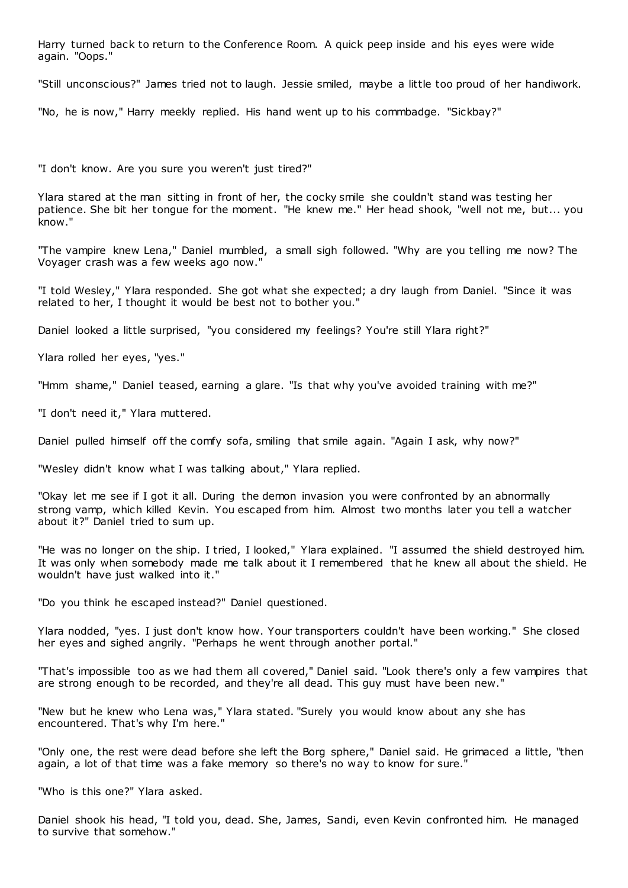Harry turned back to return to the Conference Room. A quick peep inside and his eyes were wide again. "Oops."

"Still unconscious?" James tried not to laugh. Jessie smiled, maybe a little too proud of her handiwork.

"No, he is now," Harry meekly replied. His hand went up to his commbadge. "Sickbay?"

"I don't know. Are you sure you weren't just tired?"

Ylara stared at the man sitting in front of her, the cocky smile she couldn't stand was testing her patience. She bit her tongue for the moment. "He knew me." Her head shook, "well not me, but... you know."

"The vampire knew Lena," Daniel mumbled, a small sigh followed. "Why are you telling me now? The Voyager crash was a few weeks ago now."

"I told Wesley," Ylara responded. She got what she expected; a dry laugh from Daniel. "Since it was related to her, I thought it would be best not to bother you."

Daniel looked a little surprised, "you considered my feelings? You're still Ylara right?"

Ylara rolled her eyes, "yes."

"Hmm shame," Daniel teased, earning a glare. "Is that why you've avoided training with me?"

"I don't need it," Ylara muttered.

Daniel pulled himself off the comfy sofa, smiling that smile again. "Again I ask, why now?"

"Wesley didn't know what I was talking about," Ylara replied.

"Okay let me see if I got it all. During the demon invasion you were confronted by an abnormally strong vamp, which killed Kevin. You escaped from him. Almost two months later you tell a watcher about it?" Daniel tried to sum up.

"He was no longer on the ship. I tried, I looked," Ylara explained. "I assumed the shield destroyed him. It was only when somebody made me talk about it I remembered that he knew all about the shield. He wouldn't have just walked into it."

"Do you think he escaped instead?" Daniel questioned.

Ylara nodded, "yes. I just don't know how. Your transporters couldn't have been working." She closed her eyes and sighed angrily. "Perhaps he went through another portal."

"That's impossible too as we had them all covered," Daniel said. "Look there's only a few vampires that are strong enough to be recorded, and they're all dead. This guy must have been new."

"New but he knew who Lena was," Ylara stated. "Surely you would know about any she has encountered. That's why I'm here."

"Only one, the rest were dead before she left the Borg sphere," Daniel said. He grimaced a little, "then again, a lot of that time was a fake memory so there's no way to know for sure."

"Who is this one?" Ylara asked.

Daniel shook his head, "I told you, dead. She, James, Sandi, even Kevin confronted him. He managed to survive that somehow."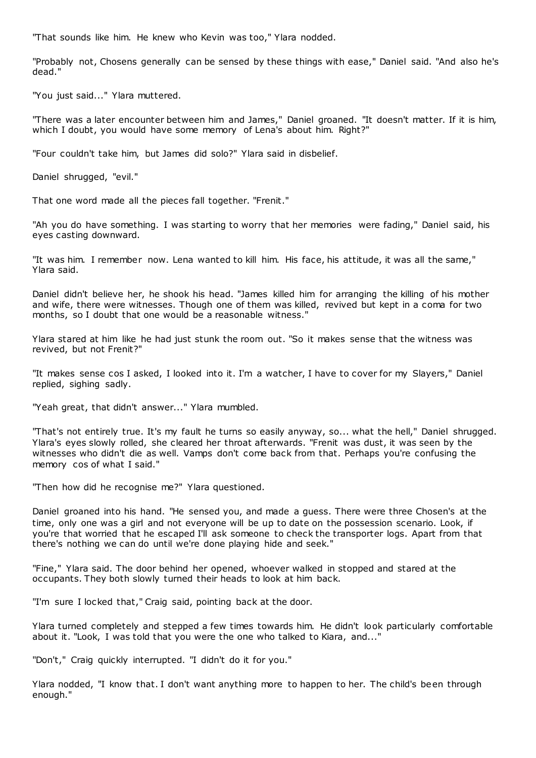"That sounds like him. He knew who Kevin was too," Ylara nodded.

"Probably not, Chosens generally can be sensed by these things with ease," Daniel said. "And also he's dead."

"You just said..." Ylara muttered.

"There was a later encounter between him and James," Daniel groaned. "It doesn't matter. If it is him, which I doubt, you would have some memory of Lena's about him. Right?"

"Four couldn't take him, but James did solo?" Ylara said in disbelief.

Daniel shrugged, "evil."

That one word made all the pieces fall together. "Frenit."

"Ah you do have something. I was starting to worry that her memories were fading," Daniel said, his eyes casting downward.

"It was him. I remember now. Lena wanted to kill him. His face, his attitude, it was all the same," Ylara said.

Daniel didn't believe her, he shook his head. "James killed him for arranging the killing of his mother and wife, there were witnesses. Though one of them was killed, revived but kept in a coma for two months, so I doubt that one would be a reasonable witness."

Ylara stared at him like he had just stunk the room out. "So it makes sense that the witness was revived, but not Frenit?"

"It makes sense cos I asked, I looked into it. I'm a watcher, I have to cover for my Slayers," Daniel replied, sighing sadly.

"Yeah great, that didn't answer..." Ylara mumbled.

"That's not entirely true. It's my fault he turns so easily anyway, so... what the hell," Daniel shrugged. Ylara's eyes slowly rolled, she cleared her throat afterwards. "Frenit was dust, it was seen by the witnesses who didn't die as well. Vamps don't come back from that. Perhaps you're confusing the memory cos of what I said."

"Then how did he recognise me?" Ylara questioned.

Daniel groaned into his hand. "He sensed you, and made a guess. There were three Chosen's at the time, only one was a girl and not everyone will be up to date on the possession scenario. Look, if you're that worried that he escaped I'll ask someone to check the transporter logs. Apart from that there's nothing we can do until we're done playing hide and seek."

"Fine," Ylara said. The door behind her opened, whoever walked in stopped and stared at the occupants. They both slowly turned their heads to look at him back.

"I'm sure I locked that," Craig said, pointing back at the door.

Ylara turned completely and stepped a few times towards him. He didn't look particularly comfortable about it. "Look, I was told that you were the one who talked to Kiara, and..."

"Don't," Craig quickly interrupted. "I didn't do it for you."

Ylara nodded, "I know that. I don't want anything more to happen to her. The child's been through enough."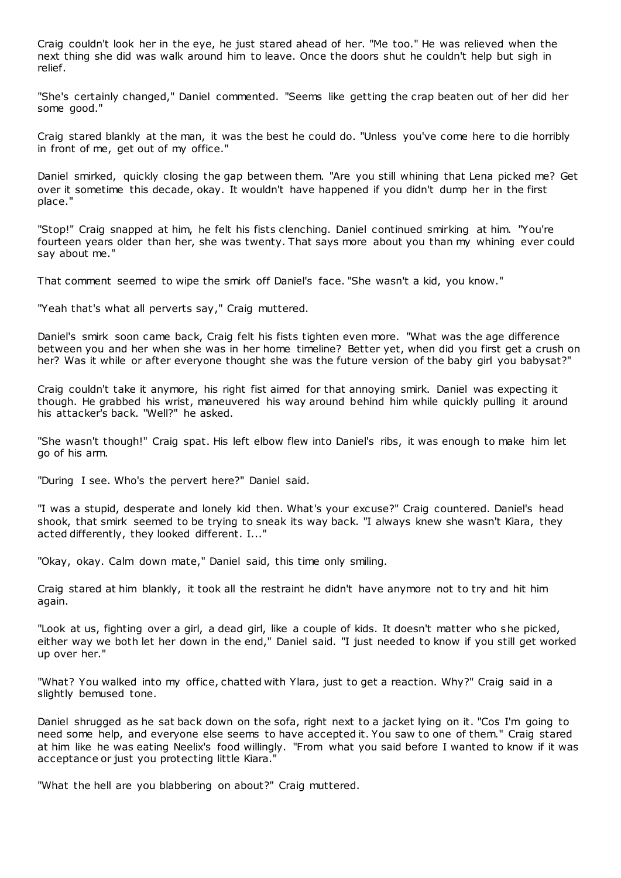Craig couldn't look her in the eye, he just stared ahead of her. "Me too." He was relieved when the next thing she did was walk around him to leave. Once the doors shut he couldn't help but sigh in relief.

"She's certainly changed," Daniel commented. "Seems like getting the crap beaten out of her did her some good."

Craig stared blankly at the man, it was the best he could do. "Unless you've come here to die horribly in front of me, get out of my office."

Daniel smirked, quickly closing the gap between them. "Are you still whining that Lena picked me? Get over it sometime this decade, okay. It wouldn't have happened if you didn't dump her in the first place."

"Stop!" Craig snapped at him, he felt his fists clenching. Daniel continued smirking at him. "You're fourteen years older than her, she was twenty. That says more about you than my whining ever could say about me."

That comment seemed to wipe the smirk off Daniel's face. "She wasn't a kid, you know."

"Yeah that's what all perverts say," Craig muttered.

Daniel's smirk soon came back, Craig felt his fists tighten even more. "What was the age difference between you and her when she was in her home timeline? Better yet, when did you first get a crush on her? Was it while or after everyone thought she was the future version of the baby girl you babysat?"

Craig couldn't take it anymore, his right fist aimed for that annoying smirk. Daniel was expecting it though. He grabbed his wrist, maneuvered his way around behind him while quickly pulling it around his attacker's back. "Well?" he asked.

"She wasn't though!" Craig spat. His left elbow flew into Daniel's ribs, it was enough to make him let go of his arm.

"During I see. Who's the pervert here?" Daniel said.

"I was a stupid, desperate and lonely kid then. What's your excuse?" Craig countered. Daniel's head shook, that smirk seemed to be trying to sneak its way back. "I always knew she wasn't Kiara, they acted differently, they looked different. I..."

"Okay, okay. Calm down mate," Daniel said, this time only smiling.

Craig stared at him blankly, it took all the restraint he didn't have anymore not to try and hit him again.

"Look at us, fighting over a girl, a dead girl, like a couple of kids. It doesn't matter who she picked, either way we both let her down in the end," Daniel said. "I just needed to know if you still get worked up over her."

"What? You walked into my office, chatted with Ylara, just to get a reaction. Why?" Craig said in a slightly bemused tone.

Daniel shrugged as he sat back down on the sofa, right next to a jacket lying on it. "Cos I'm going to need some help, and everyone else seems to have accepted it. You saw to one of them." Craig stared at him like he was eating Neelix's food willingly. "From what you said before I wanted to know if it was acceptance or just you protecting little Kiara."

"What the hell are you blabbering on about?" Craig muttered.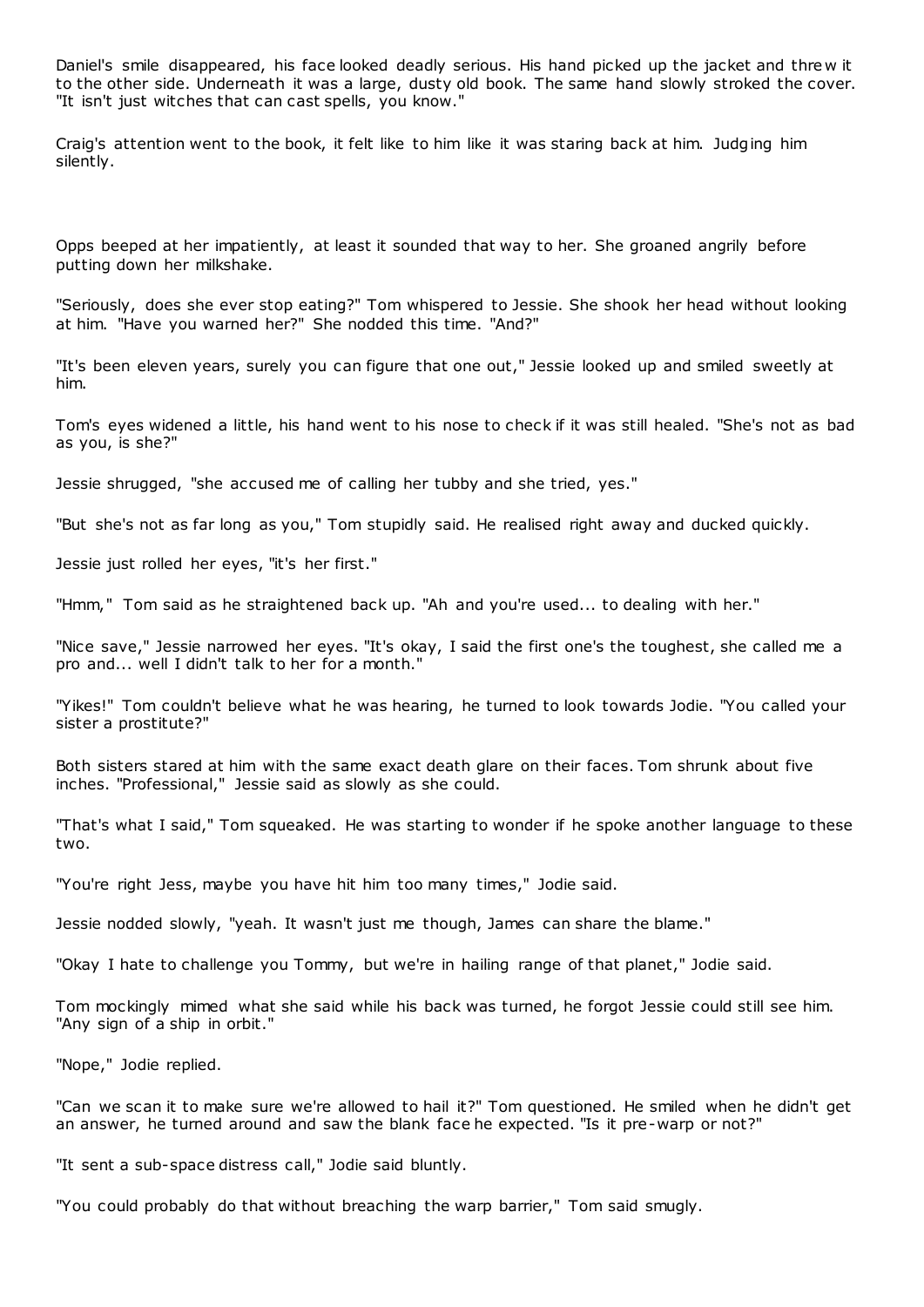Daniel's smile disappeared, his face looked deadly serious. His hand picked up the jacket and threw it to the other side. Underneath it was a large, dusty old book. The same hand slowly stroked the cover. "It isn't just witches that can cast spells, you know."

Craig's attention went to the book, it felt like to him like it was staring back at him. Judging him silently.

Opps beeped at her impatiently, at least it sounded that way to her. She groaned angrily before putting down her milkshake.

"Seriously, does she ever stop eating?" Tom whispered to Jessie. She shook her head without looking at him. "Have you warned her?" She nodded this time. "And?"

"It's been eleven years, surely you can figure that one out," Jessie looked up and smiled sweetly at him.

Tom's eyes widened a little, his hand went to his nose to check if it was still healed. "She's not as bad as you, is she?"

Jessie shrugged, "she accused me of calling her tubby and she tried, yes."

"But she's not as far long as you," Tom stupidly said. He realised right away and ducked quickly.

Jessie just rolled her eyes, "it's her first."

"Hmm," Tom said as he straightened back up. "Ah and you're used... to dealing with her."

"Nice save," Jessie narrowed her eyes. "It's okay, I said the first one's the toughest, she called me a pro and... well I didn't talk to her for a month."

"Yikes!" Tom couldn't believe what he was hearing, he turned to look towards Jodie. "You called your sister a prostitute?"

Both sisters stared at him with the same exact death glare on their faces. Tom shrunk about five inches. "Professional," Jessie said as slowly as she could.

"That's what I said," Tom squeaked. He was starting to wonder if he spoke another language to these two.

"You're right Jess, maybe you have hit him too many times," Jodie said.

Jessie nodded slowly, "yeah. It wasn't just me though, James can share the blame."

"Okay I hate to challenge you Tommy, but we're in hailing range of that planet," Jodie said.

Tom mockingly mimed what she said while his back was turned, he forgot Jessie could still see him. "Any sign of a ship in orbit."

"Nope," Jodie replied.

"Can we scan it to make sure we're allowed to hail it?" Tom questioned. He smiled when he didn't get an answer, he turned around and saw the blank face he expected. "Is it pre-warp or not?"

"It sent a sub-space distress call," Jodie said bluntly.

"You could probably do that without breaching the warp barrier," Tom said smugly.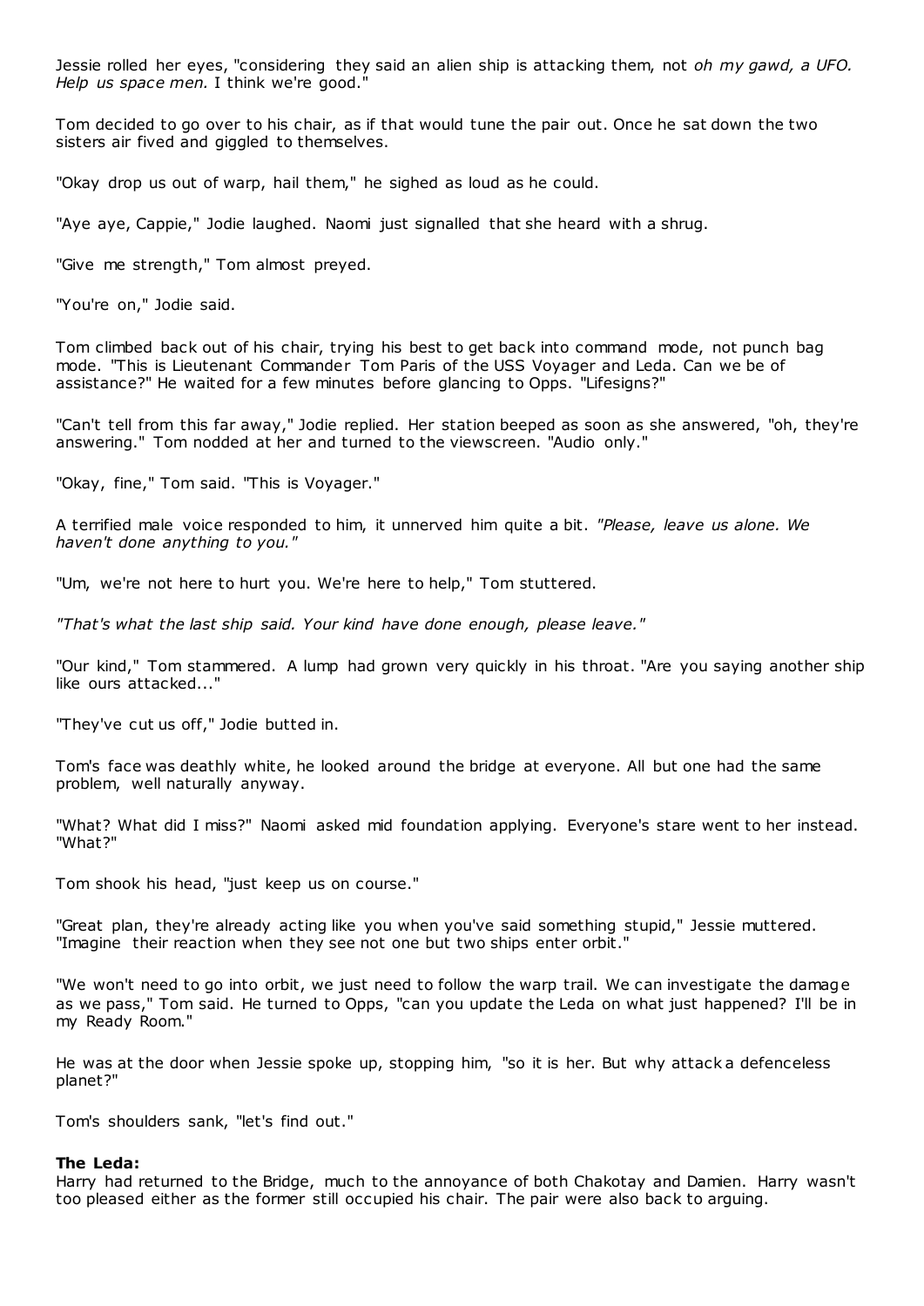Jessie rolled her eyes, "considering they said an alien ship is attacking them, not *oh my gawd, a UFO. Help us space men.* I think we're good."

Tom decided to go over to his chair, as if that would tune the pair out. Once he sat down the two sisters air fived and giggled to themselves.

"Okay drop us out of warp, hail them," he sighed as loud as he could.

"Aye aye, Cappie," Jodie laughed. Naomi just signalled that she heard with a shrug.

"Give me strength," Tom almost preyed.

"You're on," Jodie said.

Tom climbed back out of his chair, trying his best to get back into command mode, not punch bag mode. "This is Lieutenant Commander Tom Paris of the USS Voyager and Leda. Can we be of assistance?" He waited for a few minutes before glancing to Opps. "Lifesigns?"

"Can't tell from this far away," Jodie replied. Her station beeped as soon as she answered, "oh, they're answering." Tom nodded at her and turned to the viewscreen. "Audio only."

"Okay, fine," Tom said. "This is Voyager."

A terrified male voice responded to him, it unnerved him quite a bit. *"Please, leave us alone. We haven't done anything to you."*

"Um, we're not here to hurt you. We're here to help," Tom stuttered.

*"That's what the last ship said. Your kind have done enough, please leave."*

"Our kind," Tom stammered. A lump had grown very quickly in his throat. "Are you saying another ship like ours attacked..."

"They've cut us off," Jodie butted in.

Tom's face was deathly white, he looked around the bridge at everyone. All but one had the same problem, well naturally anyway.

"What? What did I miss?" Naomi asked mid foundation applying. Everyone's stare went to her instead. "What?"

Tom shook his head, "just keep us on course."

"Great plan, they're already acting like you when you've said something stupid," Jessie muttered. "Imagine their reaction when they see not one but two ships enter orbit."

"We won't need to go into orbit, we just need to follow the warp trail. We can investigate the damage as we pass," Tom said. He turned to Opps, "can you update the Leda on what just happened? I'll be in my Ready Room."

He was at the door when Jessie spoke up, stopping him, "so it is her. But why attack a defenceless planet?"

Tom's shoulders sank, "let's find out."

**The Leda:**
Harry had returned to the Bridge, much to the annoyance of both Chakotay and Damien. Harry wasn't too pleased either as the former still occupied his chair. The pair were also back to arguing.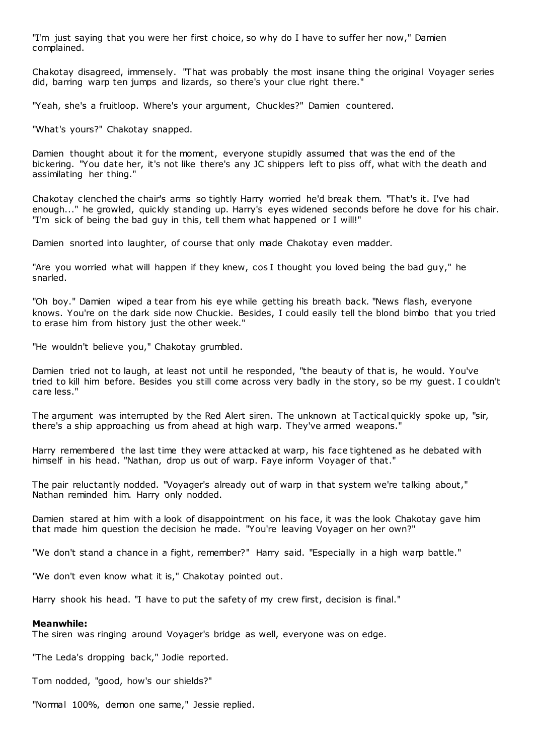"I'm just saying that you were her first choice, so why do I have to suffer her now," Damien complained.

Chakotay disagreed, immensely. "That was probably the most insane thing the original Voyager series did, barring warp ten jumps and lizards, so there's your clue right there."

"Yeah, she's a fruitloop. Where's your argument, Chuckles?" Damien countered.

"What's yours?" Chakotay snapped.

Damien thought about it for the moment, everyone stupidly assumed that was the end of the bickering. "You date her, it's not like there's any JC shippers left to piss off, what with the death and assimilating her thing."

Chakotay clenched the chair's arms so tightly Harry worried he'd break them. "That's it. I've had enough..." he growled, quickly standing up. Harry's eyes widened seconds before he dove for his chair. "I'm sick of being the bad guy in this, tell them what happened or I will!"

Damien snorted into laughter, of course that only made Chakotay even madder.

"Are you worried what will happen if they knew, cos I thought you loved being the bad guy," he snarled.

"Oh boy." Damien wiped a tear from his eye while getting his breath back. "News flash, everyone knows. You're on the dark side now Chuckie. Besides, I could easily tell the blond bimbo that you tried to erase him from history just the other week."

"He wouldn't believe you," Chakotay grumbled.

Damien tried not to laugh, at least not until he responded, "the beauty of that is, he would. You've tried to kill him before. Besides you still come across very badly in the story, so be my guest. I couldn't care less."

The argument was interrupted by the Red Alert siren. The unknown at Tactical quickly spoke up, "sir, there's a ship approaching us from ahead at high warp. They've armed weapons."

Harry remembered the last time they were attacked at warp, his face tightened as he debated with himself in his head. "Nathan, drop us out of warp. Faye inform Voyager of that."

The pair reluctantly nodded. "Voyager's already out of warp in that system we're talking about," Nathan reminded him. Harry only nodded.

Damien stared at him with a look of disappointment on his face, it was the look Chakotay gave him that made him question the decision he made. "You're leaving Voyager on her own?"

"We don't stand a chance in a fight, remember?" Harry said. "Especially in a high warp battle."

"We don't even know what it is," Chakotay pointed out.

Harry shook his head. "I have to put the safety of my crew first, decision is final."

**Meanwhile:**
The siren was ringing around Voyager's bridge as well, everyone was on edge.

"The Leda's dropping back," Jodie reported.

Tom nodded, "good, how's our shields?"

"Normal 100%, demon one same," Jessie replied.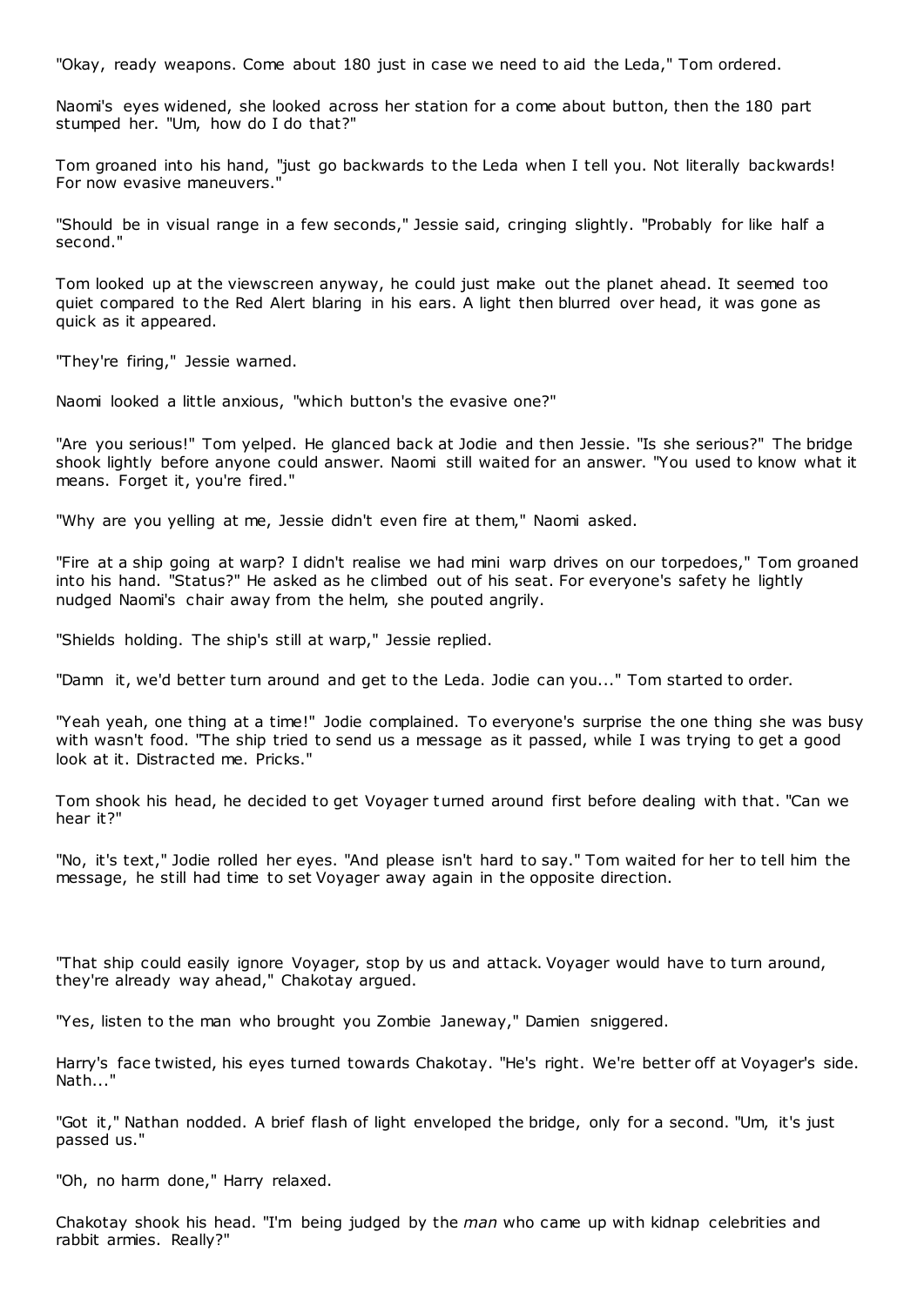"Okay, ready weapons. Come about 180 just in case we need to aid the Leda," Tom ordered.

Naomi's eyes widened, she looked across her station for a come about button, then the 180 part stumped her. "Um, how do I do that?"

Tom groaned into his hand, "just go backwards to the Leda when I tell you. Not literally backwards! For now evasive maneuvers."

"Should be in visual range in a few seconds," Jessie said, cringing slightly. "Probably for like half a second."

Tom looked up at the viewscreen anyway, he could just make out the planet ahead. It seemed too quiet compared to the Red Alert blaring in his ears. A light then blurred over head, it was gone as quick as it appeared.

"They're firing," Jessie warned.

Naomi looked a little anxious, "which button's the evasive one?"

"Are you serious!" Tom yelped. He glanced back at Jodie and then Jessie. "Is she serious?" The bridge shook lightly before anyone could answer. Naomi still waited for an answer. "You used to know what it means. Forget it, you're fired."

"Why are you yelling at me, Jessie didn't even fire at them," Naomi asked.

"Fire at a ship going at warp? I didn't realise we had mini warp drives on our torpedoes," Tom groaned into his hand. "Status?" He asked as he climbed out of his seat. For everyone's safety he lightly nudged Naomi's chair away from the helm, she pouted angrily.

"Shields holding. The ship's still at warp," Jessie replied.

"Damn it, we'd better turn around and get to the Leda. Jodie can you..." Tom started to order.

"Yeah yeah, one thing at a time!" Jodie complained. To everyone's surprise the one thing she was busy with wasn't food. "The ship tried to send us a message as it passed, while I was trying to get a good look at it. Distracted me. Pricks."

Tom shook his head, he decided to get Voyager turned around first before dealing with that. "Can we hear it?"

"No, it's text," Jodie rolled her eyes. "And please isn't hard to say." Tom waited for her to tell him the message, he still had time to set Voyager away again in the opposite direction.

"That ship could easily ignore Voyager, stop by us and attack. Voyager would have to turn around, they're already way ahead," Chakotay argued.

"Yes, listen to the man who brought you Zombie Janeway," Damien sniggered.

Harry's face twisted, his eyes turned towards Chakotay. "He's right. We're better off at Voyager's side. Nath..."

"Got it," Nathan nodded. A brief flash of light enveloped the bridge, only for a second. "Um, it's just passed us."

"Oh, no harm done," Harry relaxed.

Chakotay shook his head. "I'm being judged by the *man* who came up with kidnap celebrities and rabbit armies. Really?"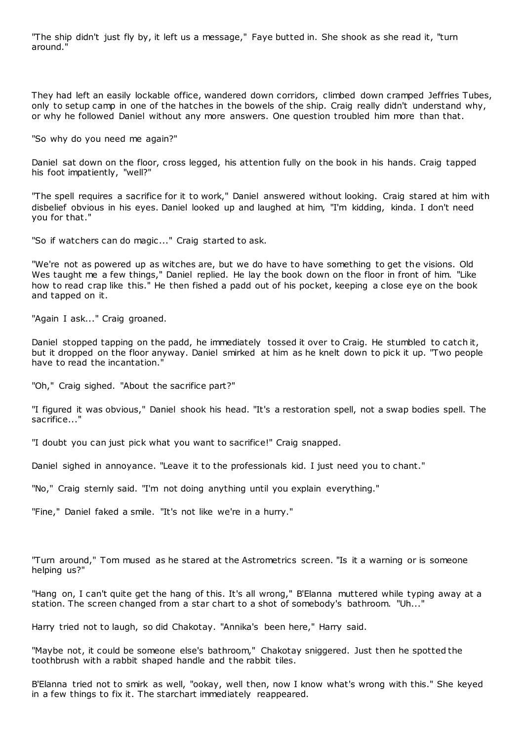"The ship didn't just fly by, it left us a message," Faye butted in. She shook as she read it, "turn around."

They had left an easily lockable office, wandered down corridors, climbed down cramped Jeffries Tubes, only to setup camp in one of the hatches in the bowels of the ship. Craig really didn't understand why, or why he followed Daniel without any more answers. One question troubled him more than that.

"So why do you need me again?"

Daniel sat down on the floor, cross legged, his attention fully on the book in his hands. Craig tapped his foot impatiently, "well?"

"The spell requires a sacrifice for it to work," Daniel answered without looking. Craig stared at him with disbelief obvious in his eyes. Daniel looked up and laughed at him, "I'm kidding, kinda. I don't need you for that."

"So if watchers can do magic..." Craig started to ask.

"We're not as powered up as witches are, but we do have to have something to get the visions. Old Wes taught me a few things," Daniel replied. He lay the book down on the floor in front of him. "Like how to read crap like this." He then fished a padd out of his pocket, keeping a close eye on the book and tapped on it.

"Again I ask..." Craig groaned.

Daniel stopped tapping on the padd, he immediately tossed it over to Craig. He stumbled to catch it, but it dropped on the floor anyway. Daniel smirked at him as he knelt down to pick it up. "Two people have to read the incantation."

"Oh," Craig sighed. "About the sacrifice part?"

"I figured it was obvious," Daniel shook his head. "It's a restoration spell, not a swap bodies spell. The sacrifice..."

"I doubt you can just pick what you want to sacrifice!" Craig snapped.

Daniel sighed in annoyance. "Leave it to the professionals kid. I just need you to chant."

"No," Craig sternly said. "I'm not doing anything until you explain everything."

"Fine," Daniel faked a smile. "It's not like we're in a hurry."

"Turn around," Tom mused as he stared at the Astrometrics screen. "Is it a warning or is someone helping us?"

"Hang on, I can't quite get the hang of this. It's all wrong," B'Elanna muttered while typing away at a station. The screen changed from a star chart to a shot of somebody's bathroom. "Uh..."

Harry tried not to laugh, so did Chakotay. "Annika's been here," Harry said.

"Maybe not, it could be someone else's bathroom," Chakotay sniggered. Just then he spotted the toothbrush with a rabbit shaped handle and the rabbit tiles.

B'Elanna tried not to smirk as well, "ookay, well then, now I know what's wrong with this." She keyed in a few things to fix it. The starchart immediately reappeared.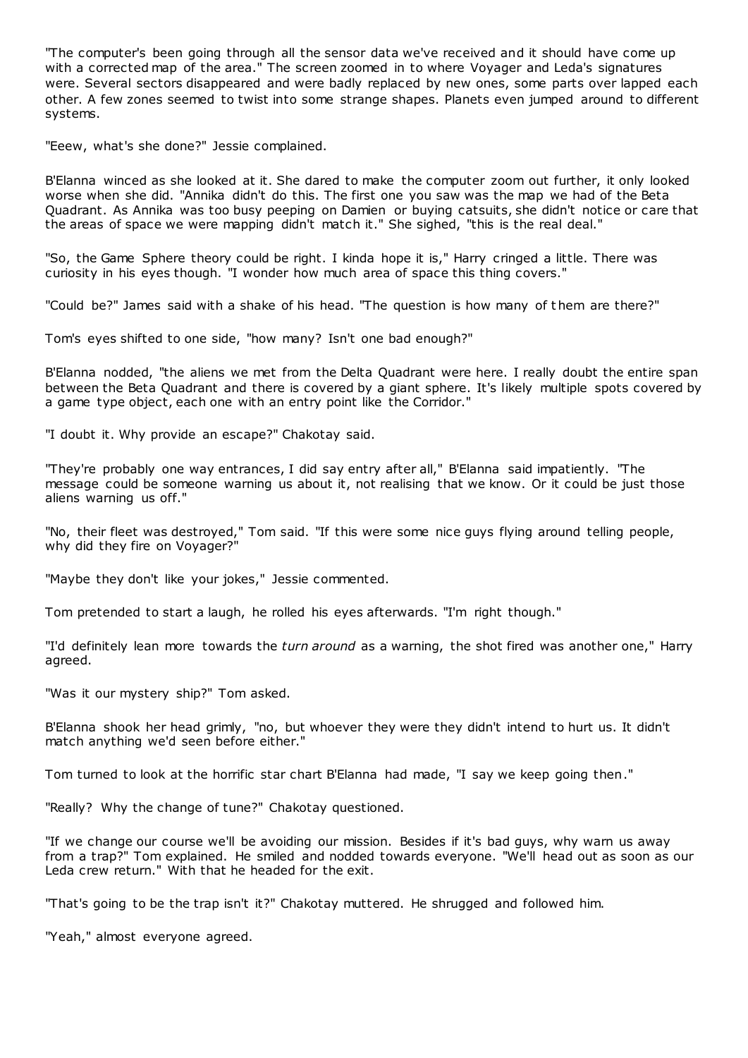"The computer's been going through all the sensor data we've received and it should have come up with a corrected map of the area." The screen zoomed in to where Voyager and Leda's signatures were. Several sectors disappeared and were badly replaced by new ones, some parts over lapped each other. A few zones seemed to twist into some strange shapes. Planets even jumped around to different systems.

"Eeew, what's she done?" Jessie complained.

B'Elanna winced as she looked at it. She dared to make the computer zoom out further, it only looked worse when she did. "Annika didn't do this. The first one you saw was the map we had of the Beta Quadrant. As Annika was too busy peeping on Damien or buying catsuits, she didn't notice or care that the areas of space we were mapping didn't match it." She sighed, "this is the real deal."

"So, the Game Sphere theory could be right. I kinda hope it is," Harry cringed a little. There was curiosity in his eyes though. "I wonder how much area of space this thing covers."

"Could be?" James said with a shake of his head. "The question is how many of them are there?"

Tom's eyes shifted to one side, "how many? Isn't one bad enough?"

B'Elanna nodded, "the aliens we met from the Delta Quadrant were here. I really doubt the entire span between the Beta Quadrant and there is covered by a giant sphere. It's likely multiple spots covered by a game type object, each one with an entry point like the Corridor."

"I doubt it. Why provide an escape?" Chakotay said.

"They're probably one way entrances, I did say entry after all," B'Elanna said impatiently. "The message could be someone warning us about it, not realising that we know. Or it could be just those aliens warning us off."

"No, their fleet was destroyed," Tom said. "If this were some nice guys flying around telling people, why did they fire on Voyager?"

"Maybe they don't like your jokes," Jessie commented.

Tom pretended to start a laugh, he rolled his eyes afterwards. "I'm right though."

"I'd definitely lean more towards the *turn around* as a warning, the shot fired was another one," Harry agreed.

"Was it our mystery ship?" Tom asked.

B'Elanna shook her head grimly, "no, but whoever they were they didn't intend to hurt us. It didn't match anything we'd seen before either."

Tom turned to look at the horrific star chart B'Elanna had made, "I say we keep going then."

"Really? Why the change of tune?" Chakotay questioned.

"If we change our course we'll be avoiding our mission. Besides if it's bad guys, why warn us away from a trap?" Tom explained. He smiled and nodded towards everyone. "We'll head out as soon as our Leda crew return." With that he headed for the exit.

"That's going to be the trap isn't it?" Chakotay muttered. He shrugged and followed him.

"Yeah," almost everyone agreed.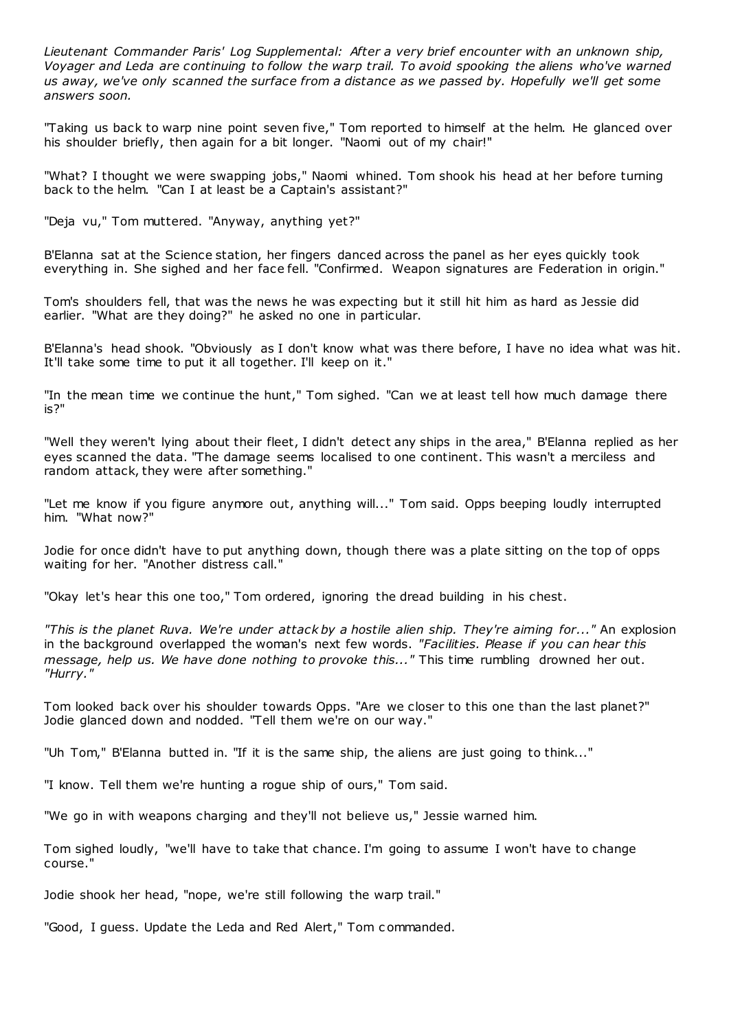*Lieutenant Commander Paris' Log Supplemental: After a very brief encounter with an unknown ship, Voyager and Leda are continuing to follow the warp trail. To avoid spooking the aliens who've warned us away, we've only scanned the surface from a distance as we passed by. Hopefully we'll get some answers soon.*

"Taking us back to warp nine point seven five," Tom reported to himself at the helm. He glanced over his shoulder briefly, then again for a bit longer. "Naomi out of my chair!"

"What? I thought we were swapping jobs," Naomi whined. Tom shook his head at her before turning back to the helm. "Can I at least be a Captain's assistant?"

"Deja vu," Tom muttered. "Anyway, anything yet?"

B'Elanna sat at the Science station, her fingers danced across the panel as her eyes quickly took everything in. She sighed and her face fell. "Confirmed. Weapon signatures are Federation in origin."

Tom's shoulders fell, that was the news he was expecting but it still hit him as hard as Jessie did earlier. "What are they doing?" he asked no one in particular.

B'Elanna's head shook. "Obviously as I don't know what was there before, I have no idea what was hit. It'll take some time to put it all together. I'll keep on it."

"In the mean time we continue the hunt," Tom sighed. "Can we at least tell how much damage there is?"

"Well they weren't lying about their fleet, I didn't detect any ships in the area," B'Elanna replied as her eyes scanned the data. "The damage seems localised to one continent. This wasn't a merciless and random attack, they were after something."

"Let me know if you figure anymore out, anything will..." Tom said. Opps beeping loudly interrupted him. "What now?"

Jodie for once didn't have to put anything down, though there was a plate sitting on the top of opps waiting for her. "Another distress call."

"Okay let's hear this one too," Tom ordered, ignoring the dread building in his chest.

*"This is the planet Ruva. We're under attack by a hostile alien ship. They're aiming for..."* An explosion in the background overlapped the woman's next few words. *"Facilities. Please if you can hear this message, help us. We have done nothing to provoke this..."* This time rumbling drowned her out. *"Hurry."*

Tom looked back over his shoulder towards Opps. "Are we closer to this one than the last planet?" Jodie glanced down and nodded. "Tell them we're on our way."

"Uh Tom," B'Elanna butted in. "If it is the same ship, the aliens are just going to think..."

"I know. Tell them we're hunting a rogue ship of ours," Tom said.

"We go in with weapons charging and they'll not believe us," Jessie warned him.

Tom sighed loudly, "we'll have to take that chance. I'm going to assume I won't have to change course."

Jodie shook her head, "nope, we're still following the warp trail."

"Good, I guess. Update the Leda and Red Alert," Tom commanded.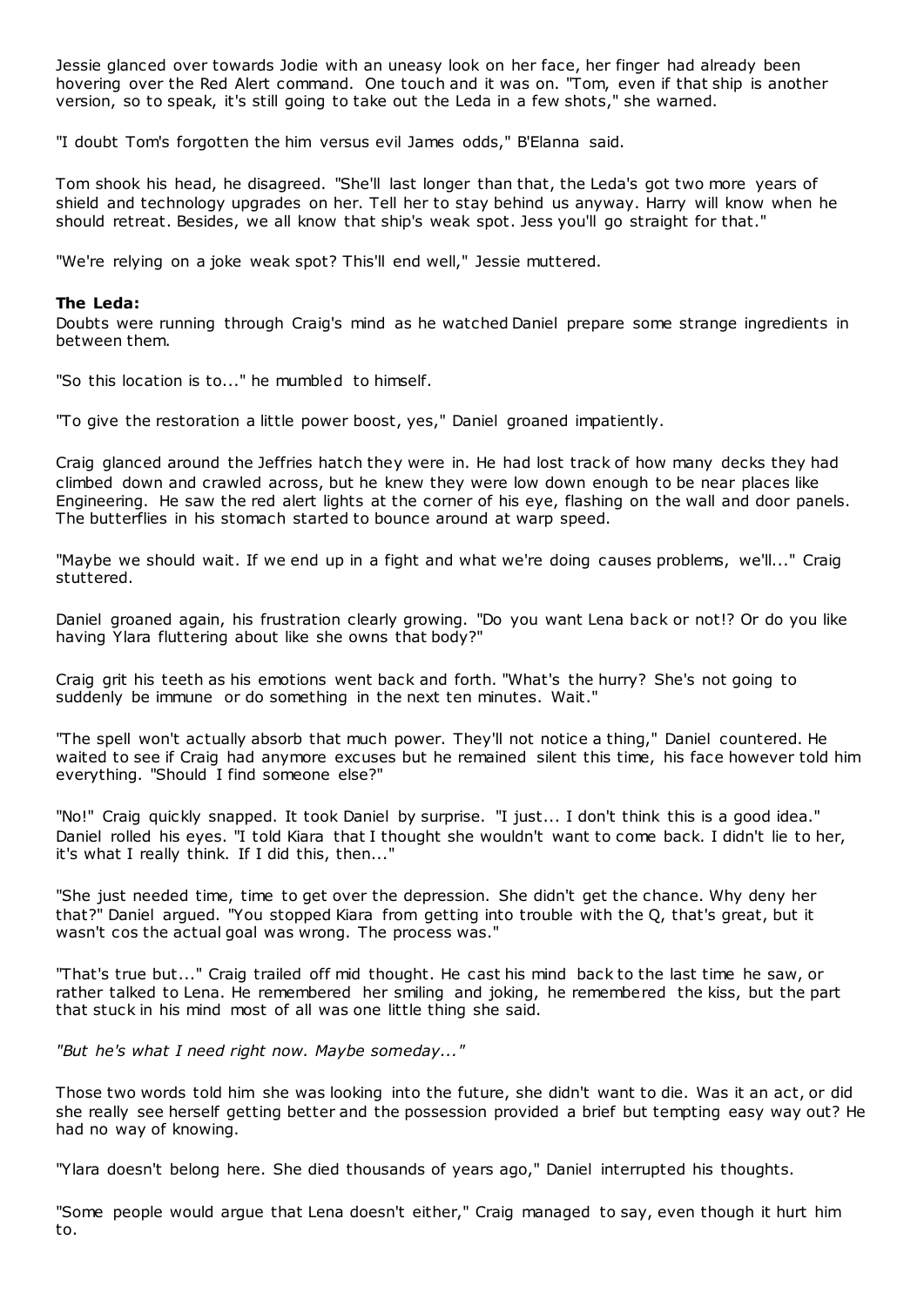Jessie glanced over towards Jodie with an uneasy look on her face, her finger had already been hovering over the Red Alert command. One touch and it was on. "Tom, even if that ship is another version, so to speak, it's still going to take out the Leda in a few shots," she warned.

"I doubt Tom's forgotten the him versus evil James odds," B'Elanna said.

Tom shook his head, he disagreed. "She'll last longer than that, the Leda's got two more years of shield and technology upgrades on her. Tell her to stay behind us anyway. Harry will know when he should retreat. Besides, we all know that ship's weak spot. Jess you'll go straight for that."

"We're relying on a joke weak spot? This'll end well," Jessie muttered.

**The Leda:**

Doubts were running through Craig's mind as he watched Daniel prepare some strange ingredients in between them.

"So this location is to..." he mumbled to himself.

"To give the restoration a little power boost, yes," Daniel groaned impatiently.

Craig glanced around the Jeffries hatch they were in. He had lost track of how many decks they had climbed down and crawled across, but he knew they were low down enough to be near places like Engineering. He saw the red alert lights at the corner of his eye, flashing on the wall and door panels. The butterflies in his stomach started to bounce around at warp speed.

"Maybe we should wait. If we end up in a fight and what we're doing causes problems, we'll..." Craig stuttered.

Daniel groaned again, his frustration clearly growing. "Do you want Lena back or not!? Or do you like having Ylara fluttering about like she owns that body?"

Craig grit his teeth as his emotions went back and forth. "What's the hurry? She's not going to suddenly be immune or do something in the next ten minutes. Wait."

"The spell won't actually absorb that much power. They'll not notice a thing," Daniel countered. He waited to see if Craig had anymore excuses but he remained silent this time, his face however told him everything. "Should I find someone else?"

"No!" Craig quickly snapped. It took Daniel by surprise. "I just... I don't think this is a good idea." Daniel rolled his eyes. "I told Kiara that I thought she wouldn't want to come back. I didn't lie to her, it's what I really think. If I did this, then..."

"She just needed time, time to get over the depression. She didn't get the chance. Why deny her that?" Daniel argued. "You stopped Kiara from getting into trouble with the Q, that's great, but it wasn't cos the actual goal was wrong. The process was."

"That's true but..." Craig trailed off mid thought. He cast his mind back to the last time he saw, or rather talked to Lena. He remembered her smiling and joking, he remembered the kiss, but the part that stuck in his mind most of all was one little thing she said.

*"But he's what I need right now. Maybe someday..."*

Those two words told him she was looking into the future, she didn't want to die. Was it an act, or did she really see herself getting better and the possession provided a brief but tempting easy way out? He had no way of knowing.

"Ylara doesn't belong here. She died thousands of years ago," Daniel interrupted his thoughts.

"Some people would argue that Lena doesn't either," Craig managed to say, even though it hurt him to.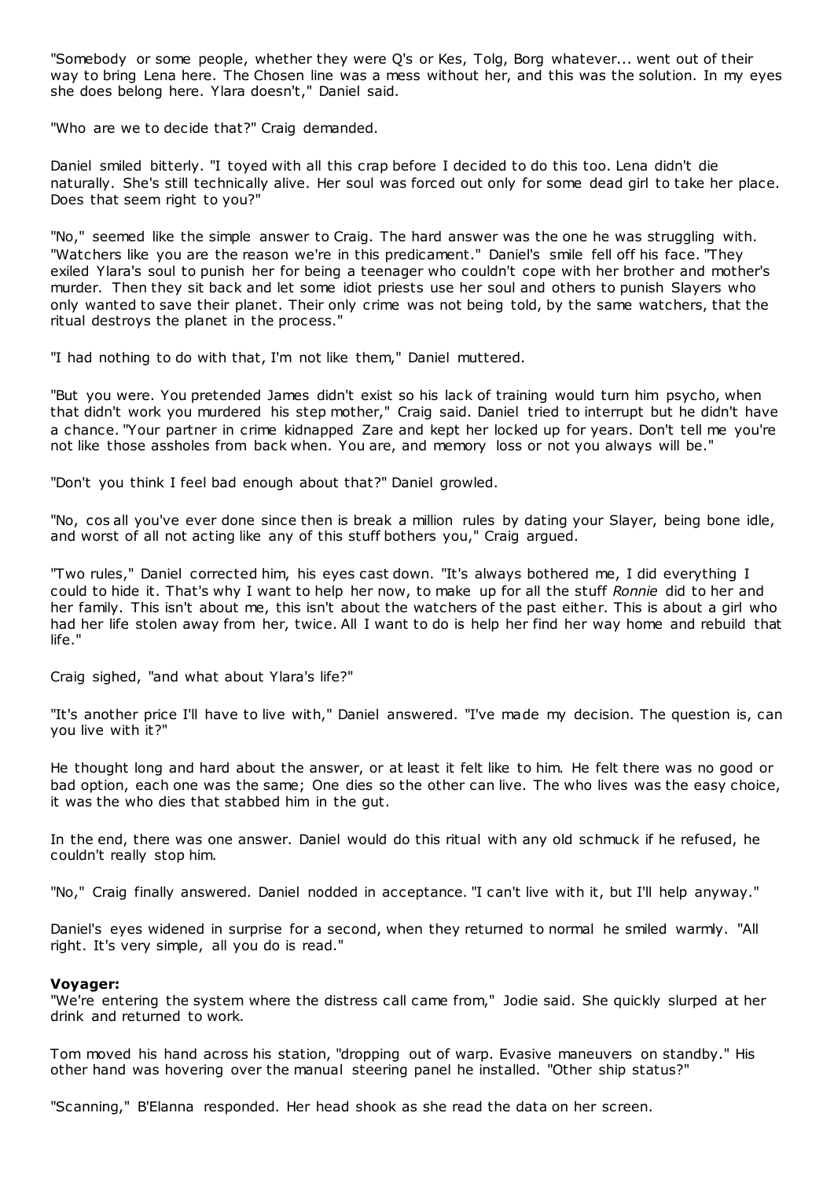"Somebody or some people, whether they were Q's or Kes, Tolg, Borg whatever... went out of their way to bring Lena here. The Chosen line was a mess without her, and this was the solution. In my eyes she does belong here. Ylara doesn't," Daniel said.

"Who are we to decide that?" Craig demanded.

Daniel smiled bitterly. "I toyed with all this crap before I decided to do this too. Lena didn't die naturally. She's still technically alive. Her soul was forced out only for some dead girl to take her place. Does that seem right to you?"

"No," seemed like the simple answer to Craig. The hard answer was the one he was struggling with. "Watchers like you are the reason we're in this predicament." Daniel's smile fell off his face. "They exiled Ylara's soul to punish her for being a teenager who couldn't cope with her brother and mother's murder. Then they sit back and let some idiot priests use her soul and others to punish Slayers who only wanted to save their planet. Their only crime was not being told, by the same watchers, that the ritual destroys the planet in the process."

"I had nothing to do with that, I'm not like them," Daniel muttered.

"But you were. You pretended James didn't exist so his lack of training would turn him psycho, when that didn't work you murdered his step mother," Craig said. Daniel tried to interrupt but he didn't have a chance. "Your partner in crime kidnapped Zare and kept her locked up for years. Don't tell me you're not like those assholes from back when. You are, and memory loss or not you always will be."

"Don't you think I feel bad enough about that?" Daniel growled.

"No, cos all you've ever done since then is break a million rules by dating your Slayer, being bone idle, and worst of all not acting like any of this stuff bothers you," Craig argued.

"Two rules," Daniel corrected him, his eyes cast down. "It's always bothered me, I did everything I could to hide it. That's why I want to help her now, to make up for all the stuff *Ronnie* did to her and her family. This isn't about me, this isn't about the watchers of the past either. This is about a girl who had her life stolen away from her, twice. All I want to do is help her find her way home and rebuild that life."

Craig sighed, "and what about Ylara's life?"

"It's another price I'll have to live with," Daniel answered. "I've made my decision. The question is, can you live with it?"

He thought long and hard about the answer, or at least it felt like to him. He felt there was no good or bad option, each one was the same; One dies so the other can live. The who lives was the easy choice, it was the who dies that stabbed him in the gut.

In the end, there was one answer. Daniel would do this ritual with any old schmuck if he refused, he couldn't really stop him.

"No," Craig finally answered. Daniel nodded in acceptance. "I can't live with it, but I'll help anyway."

Daniel's eyes widened in surprise for a second, when they returned to normal he smiled warmly. "All right. It's very simple, all you do is read."

**Voyager:**
"We're entering the system where the distress call came from," Jodie said. She quickly slurped at her drink and returned to work.

Tom moved his hand across his station, "dropping out of warp. Evasive maneuvers on standby." His other hand was hovering over the manual steering panel he installed. "Other ship status?"

"Scanning," B'Elanna responded. Her head shook as she read the data on her screen.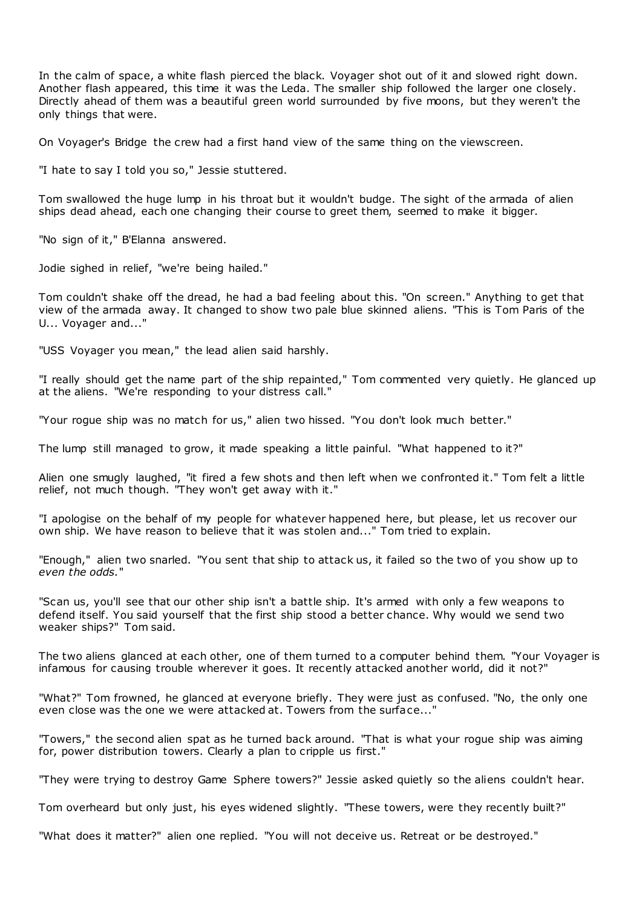In the calm of space, a white flash pierced the black. Voyager shot out of it and slowed right down. Another flash appeared, this time it was the Leda. The smaller ship followed the larger one closely. Directly ahead of them was a beautiful green world surrounded by five moons, but they weren't the only things that were.

On Voyager's Bridge the crew had a first hand view of the same thing on the viewscreen.

"I hate to say I told you so," Jessie stuttered.

Tom swallowed the huge lump in his throat but it wouldn't budge. The sight of the armada of alien ships dead ahead, each one changing their course to greet them, seemed to make it bigger.

"No sign of it," B'Elanna answered.

Jodie sighed in relief, "we're being hailed."

Tom couldn't shake off the dread, he had a bad feeling about this. "On screen." Anything to get that view of the armada away. It changed to show two pale blue skinned aliens. "This is Tom Paris of the U... Voyager and..."

"USS Voyager you mean," the lead alien said harshly.

"I really should get the name part of the ship repainted," Tom commented very quietly. He glanced up at the aliens. "We're responding to your distress call."

"Your rogue ship was no match for us," alien two hissed. "You don't look much better."

The lump still managed to grow, it made speaking a little painful. "What happened to it?"

Alien one smugly laughed, "it fired a few shots and then left when we confronted it." Tom felt a little relief, not much though. "They won't get away with it."

"I apologise on the behalf of my people for whatever happened here, but please, let us recover our own ship. We have reason to believe that it was stolen and..." Tom tried to explain.

"Enough," alien two snarled. "You sent that ship to attack us, it failed so the two of you show up to *even the odds.*"

"Scan us, you'll see that our other ship isn't a battle ship. It's armed with only a few weapons to defend itself. You said yourself that the first ship stood a better chance. Why would we send two weaker ships?" Tom said.

The two aliens glanced at each other, one of them turned to a computer behind them. "Your Voyager is infamous for causing trouble wherever it goes. It recently attacked another world, did it not?"

"What?" Tom frowned, he glanced at everyone briefly. They were just as confused. "No, the only one even close was the one we were attacked at. Towers from the surface..."

"Towers," the second alien spat as he turned back around. "That is what your rogue ship was aiming for, power distribution towers. Clearly a plan to cripple us first."

"They were trying to destroy Game Sphere towers?" Jessie asked quietly so the aliens couldn't hear.

Tom overheard but only just, his eyes widened slightly. "These towers, were they recently built?"

"What does it matter?" alien one replied. "You will not deceive us. Retreat or be destroyed."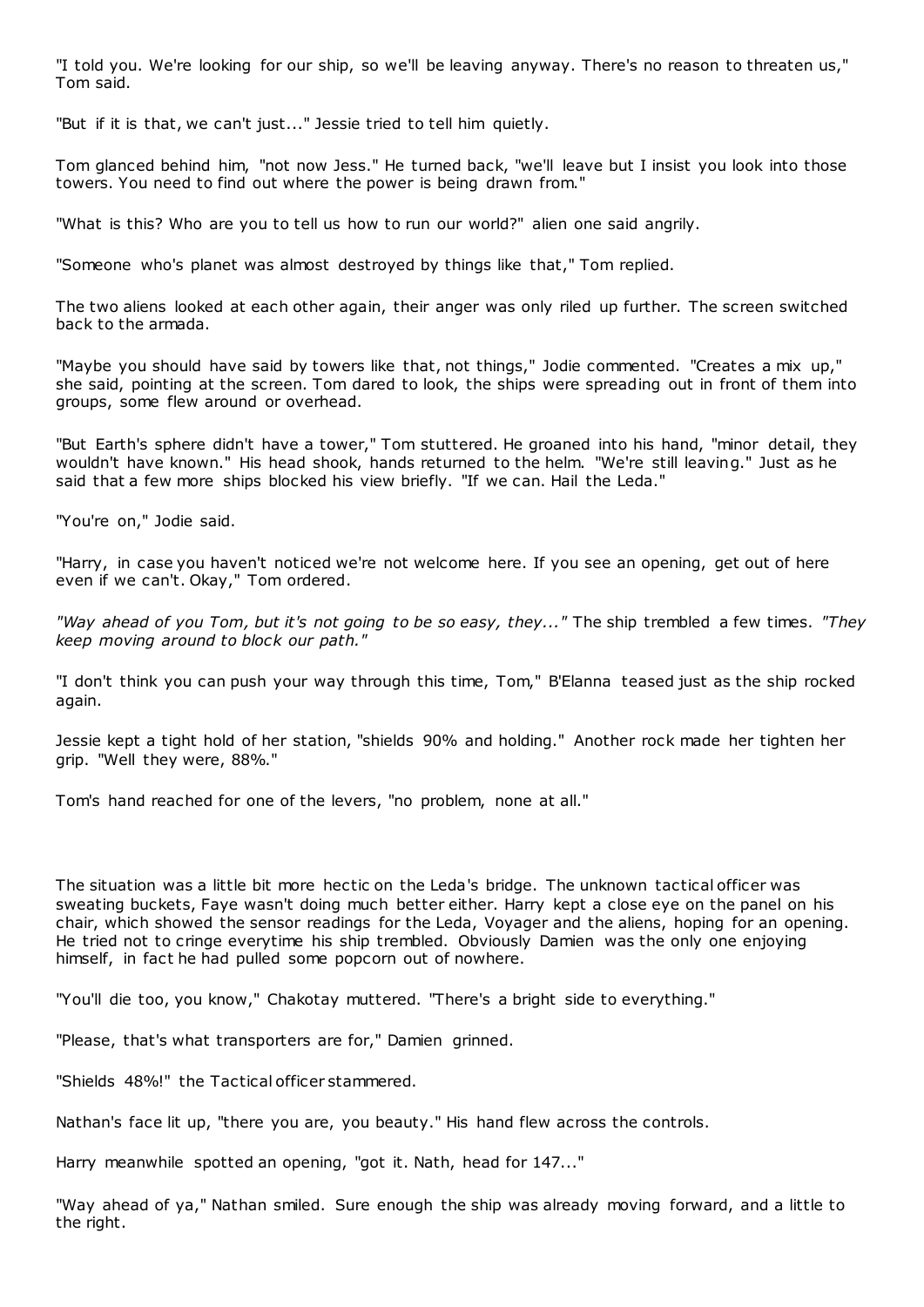"I told you. We're looking for our ship, so we'll be leaving anyway. There's no reason to threaten us," Tom said.

"But if it is that, we can't just..." Jessie tried to tell him quietly.

Tom glanced behind him, "not now Jess." He turned back, "we'll leave but I insist you look into those towers. You need to find out where the power is being drawn from."

"What is this? Who are you to tell us how to run our world?" alien one said angrily.

"Someone who's planet was almost destroyed by things like that," Tom replied.

The two aliens looked at each other again, their anger was only riled up further. The screen switched back to the armada.

"Maybe you should have said by towers like that, not things," Jodie commented. "Creates a mix up," she said, pointing at the screen. Tom dared to look, the ships were spreading out in front of them into groups, some flew around or overhead.

"But Earth's sphere didn't have a tower," Tom stuttered. He groaned into his hand, "minor detail, they wouldn't have known." His head shook, hands returned to the helm. "We're still leaving." Just as he said that a few more ships blocked his view briefly. "If we can. Hail the Leda."

"You're on," Jodie said.

"Harry, in case you haven't noticed we're not welcome here. If you see an opening, get out of here even if we can't. Okay," Tom ordered.

*"Way ahead of you Tom, but it's not going to be so easy, they..."* The ship trembled a few times. *"They keep moving around to block our path."*

"I don't think you can push your way through this time, Tom," B'Elanna teased just as the ship rocked again.

Jessie kept a tight hold of her station, "shields 90% and holding." Another rock made her tighten her grip. "Well they were, 88%."

Tom's hand reached for one of the levers, "no problem, none at all."

The situation was a little bit more hectic on the Leda's bridge. The unknown tactical officer was sweating buckets, Faye wasn't doing much better either. Harry kept a close eye on the panel on his chair, which showed the sensor readings for the Leda, Voyager and the aliens, hoping for an opening. He tried not to cringe everytime his ship trembled. Obviously Damien was the only one enjoying himself, in fact he had pulled some popcorn out of nowhere.

"You'll die too, you know," Chakotay muttered. "There's a bright side to everything."

"Please, that's what transporters are for," Damien grinned.

"Shields 48%!" the Tactical officer stammered.

Nathan's face lit up, "there you are, you beauty." His hand flew across the controls.

Harry meanwhile spotted an opening, "got it. Nath, head for 147..."

"Way ahead of ya," Nathan smiled. Sure enough the ship was already moving forward, and a little to the right.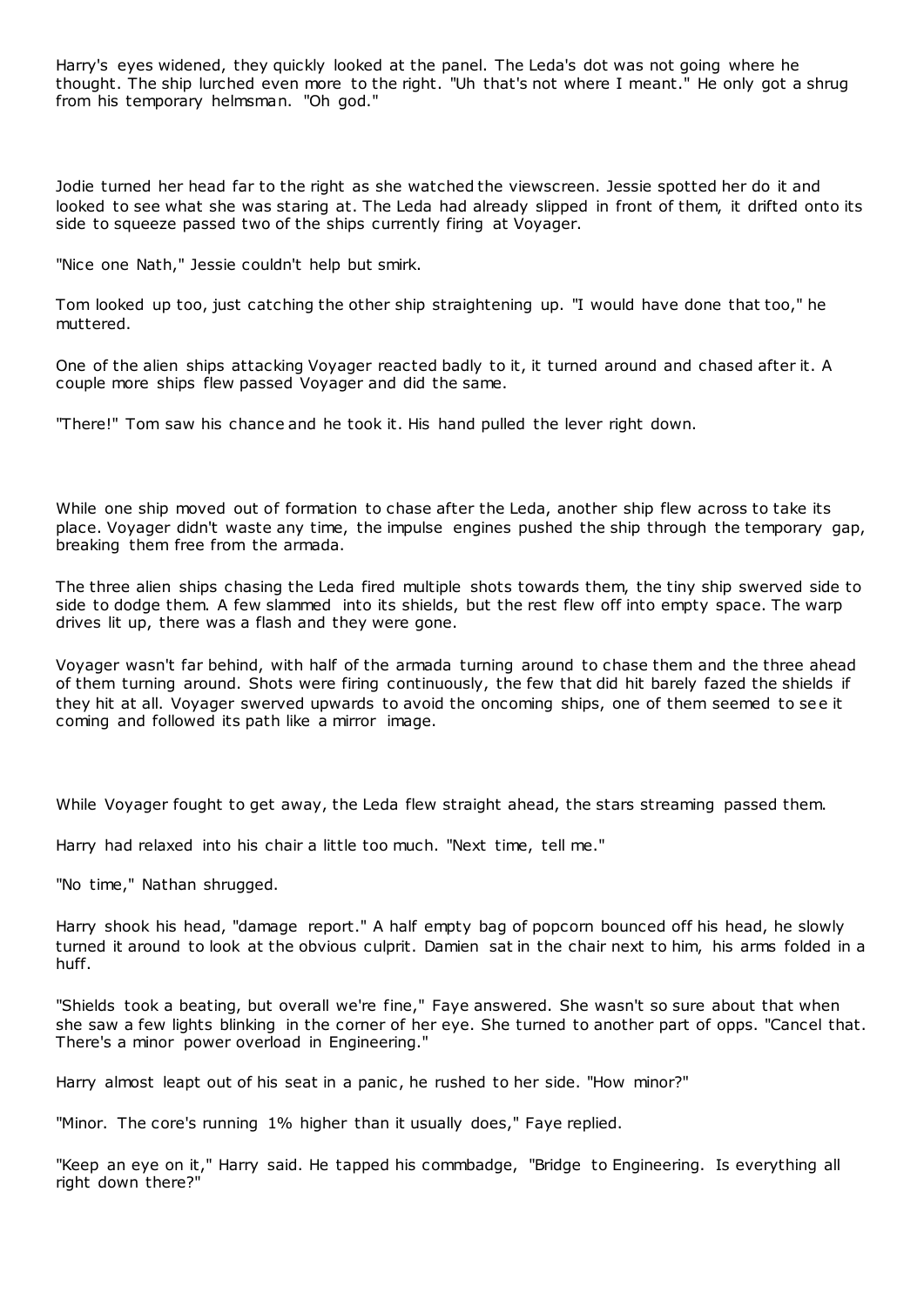Harry's eyes widened, they quickly looked at the panel. The Leda's dot was not going where he thought. The ship lurched even more to the right. "Uh that's not where I meant." He only got a shrug from his temporary helmsman. "Oh god."

Jodie turned her head far to the right as she watched the viewscreen. Jessie spotted her do it and looked to see what she was staring at. The Leda had already slipped in front of them, it drifted onto its side to squeeze passed two of the ships currently firing at Voyager.

"Nice one Nath," Jessie couldn't help but smirk.

Tom looked up too, just catching the other ship straightening up. "I would have done that too," he muttered.

One of the alien ships attacking Voyager reacted badly to it, it turned around and chased after it. A couple more ships flew passed Voyager and did the same.

"There!" Tom saw his chance and he took it. His hand pulled the lever right down.

While one ship moved out of formation to chase after the Leda, another ship flew across to take its place. Voyager didn't waste any time, the impulse engines pushed the ship through the temporary gap, breaking them free from the armada.

The three alien ships chasing the Leda fired multiple shots towards them, the tiny ship swerved side to side to dodge them. A few slammed into its shields, but the rest flew off into empty space. The warp drives lit up, there was a flash and they were gone.

Voyager wasn't far behind, with half of the armada turning around to chase them and the three ahead of them turning around. Shots were firing continuously, the few that did hit barely fazed the shields if they hit at all. Voyager swerved upwards to avoid the oncoming ships, one of them seemed to see it coming and followed its path like a mirror image.

While Voyager fought to get away, the Leda flew straight ahead, the stars streaming passed them.

Harry had relaxed into his chair a little too much. "Next time, tell me."

"No time," Nathan shrugged.

Harry shook his head, "damage report." A half empty bag of popcorn bounced off his head, he slowly turned it around to look at the obvious culprit. Damien sat in the chair next to him, his arms folded in a huff.

"Shields took a beating, but overall we're fine," Faye answered. She wasn't so sure about that when she saw a few lights blinking in the corner of her eye. She turned to another part of opps. "Cancel that. There's a minor power overload in Engineering."

Harry almost leapt out of his seat in a panic, he rushed to her side. "How minor?"

"Minor. The core's running 1% higher than it usually does," Faye replied.

"Keep an eye on it," Harry said. He tapped his commbadge, "Bridge to Engineering. Is everything all right down there?"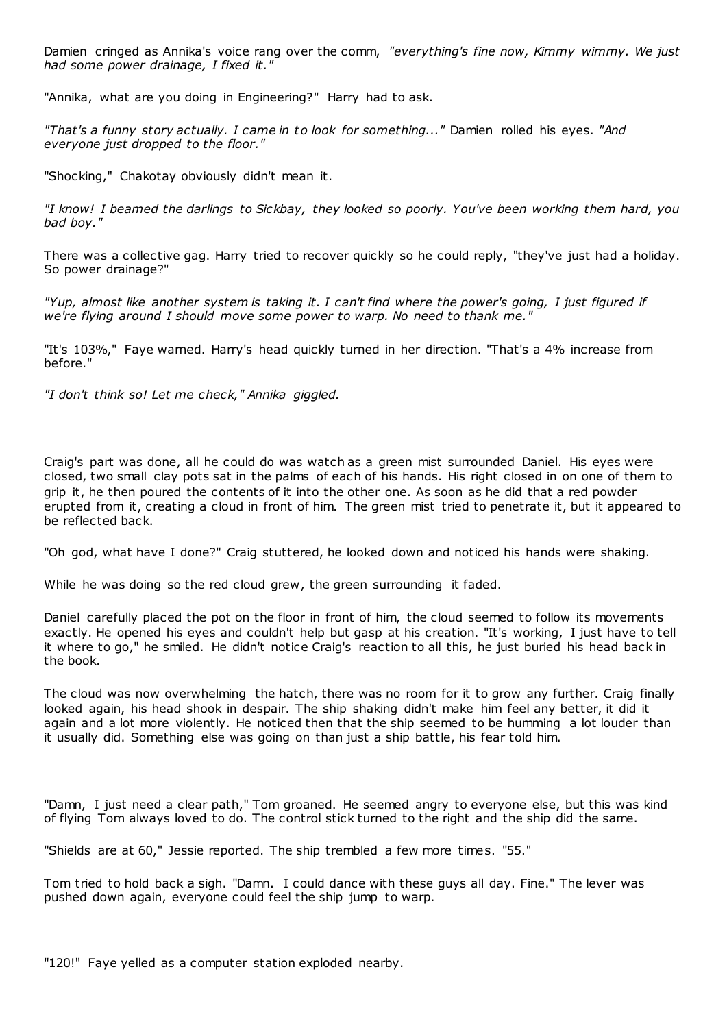Damien cringed as Annika's voice rang over the comm, *"everything's fine now, Kimmy wimmy. We just had some power drainage, I fixed it."*

"Annika, what are you doing in Engineering?" Harry had to ask.

*"That's a funny story actually. I came in to look for something..."* Damien rolled his eyes. *"And everyone just dropped to the floor."*

"Shocking," Chakotay obviously didn't mean it.

*"I know! I beamed the darlings to Sickbay, they looked so poorly. You've been working them hard, you bad boy."*

There was a collective gag. Harry tried to recover quickly so he could reply, "they've just had a holiday. So power drainage?"

*"Yup, almost like another system is taking it. I can't find where the power's going, I just figured if we're flying around I should move some power to warp. No need to thank me."*

"It's 103%," Faye warned. Harry's head quickly turned in her direction. "That's a 4% increase from before."

*"I don't think so! Let me check," Annika giggled.*

Craig's part was done, all he could do was watch as a green mist surrounded Daniel. His eyes were closed, two small clay pots sat in the palms of each of his hands. His right closed in on one of them to grip it, he then poured the contents of it into the other one. As soon as he did that a red powder erupted from it, creating a cloud in front of him. The green mist tried to penetrate it, but it appeared to be reflected back.

"Oh god, what have I done?" Craig stuttered, he looked down and noticed his hands were shaking.

While he was doing so the red cloud grew, the green surrounding it faded.

Daniel carefully placed the pot on the floor in front of him, the cloud seemed to follow its movements exactly. He opened his eyes and couldn't help but gasp at his creation. "It's working, I just have to tell it where to go," he smiled. He didn't notice Craig's reaction to all this, he just buried his head back in the book.

The cloud was now overwhelming the hatch, there was no room for it to grow any further. Craig finally looked again, his head shook in despair. The ship shaking didn't make him feel any better, it did it again and a lot more violently. He noticed then that the ship seemed to be humming a lot louder than it usually did. Something else was going on than just a ship battle, his fear told him.

"Damn, I just need a clear path," Tom groaned. He seemed angry to everyone else, but this was kind of flying Tom always loved to do. The control stick turned to the right and the ship did the same.

"Shields are at 60," Jessie reported. The ship trembled a few more times. "55."

Tom tried to hold back a sigh. "Damn. I could dance with these guys all day. Fine." The lever was pushed down again, everyone could feel the ship jump to warp.

"120!" Faye yelled as a computer station exploded nearby.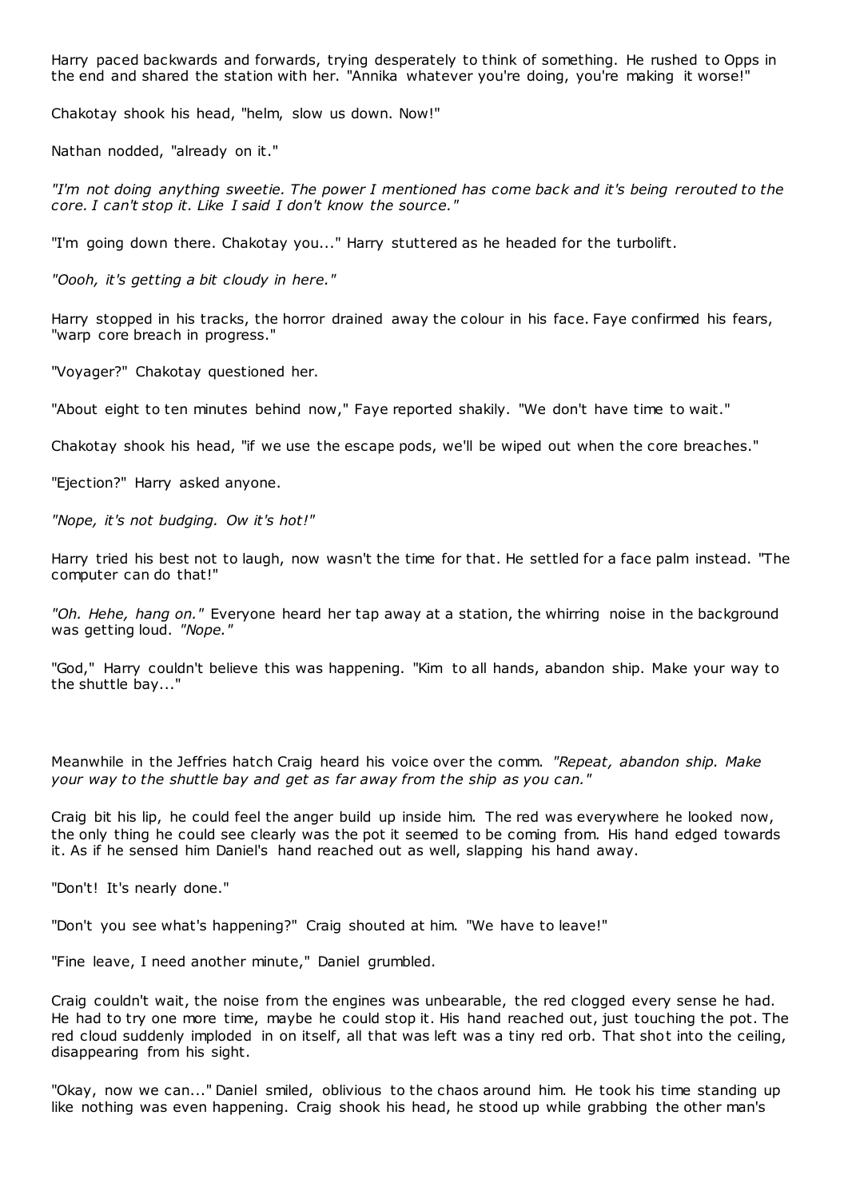Harry paced backwards and forwards, trying desperately to think of something. He rushed to Opps in the end and shared the station with her. "Annika whatever you're doing, you're making it worse!"

Chakotay shook his head, "helm, slow us down. Now!"

Nathan nodded, "already on it."

*"I'm not doing anything sweetie. The power I mentioned has come back and it's being rerouted to the core. I can't stop it. Like I said I don't know the source."*

"I'm going down there. Chakotay you..." Harry stuttered as he headed for the turbolift.

*"Oooh, it's getting a bit cloudy in here."*

Harry stopped in his tracks, the horror drained away the colour in his face. Faye confirmed his fears, "warp core breach in progress."

"Voyager?" Chakotay questioned her.

"About eight to ten minutes behind now," Faye reported shakily. "We don't have time to wait."

Chakotay shook his head, "if we use the escape pods, we'll be wiped out when the core breaches."

"Ejection?" Harry asked anyone.

*"Nope, it's not budging. Ow it's hot!"*

Harry tried his best not to laugh, now wasn't the time for that. He settled for a face palm instead. "The computer can do that!"

*"Oh. Hehe, hang on."* Everyone heard her tap away at a station, the whirring noise in the background was getting loud. *"Nope."*

"God," Harry couldn't believe this was happening. "Kim to all hands, abandon ship. Make your way to the shuttle bay..."

Meanwhile in the Jeffries hatch Craig heard his voice over the comm. *"Repeat, abandon ship. Make your way to the shuttle bay and get as far away from the ship as you can."*

Craig bit his lip, he could feel the anger build up inside him. The red was everywhere he looked now, the only thing he could see clearly was the pot it seemed to be coming from. His hand edged towards it. As if he sensed him Daniel's hand reached out as well, slapping his hand away.

"Don't! It's nearly done."

"Don't you see what's happening?" Craig shouted at him. "We have to leave!"

"Fine leave, I need another minute," Daniel grumbled.

Craig couldn't wait, the noise from the engines was unbearable, the red clogged every sense he had. He had to try one more time, maybe he could stop it. His hand reached out, just touching the pot. The red cloud suddenly imploded in on itself, all that was left was a tiny red orb. That shot into the ceiling, disappearing from his sight.

"Okay, now we can..." Daniel smiled, oblivious to the chaos around him. He took his time standing up like nothing was even happening. Craig shook his head, he stood up while grabbing the other man's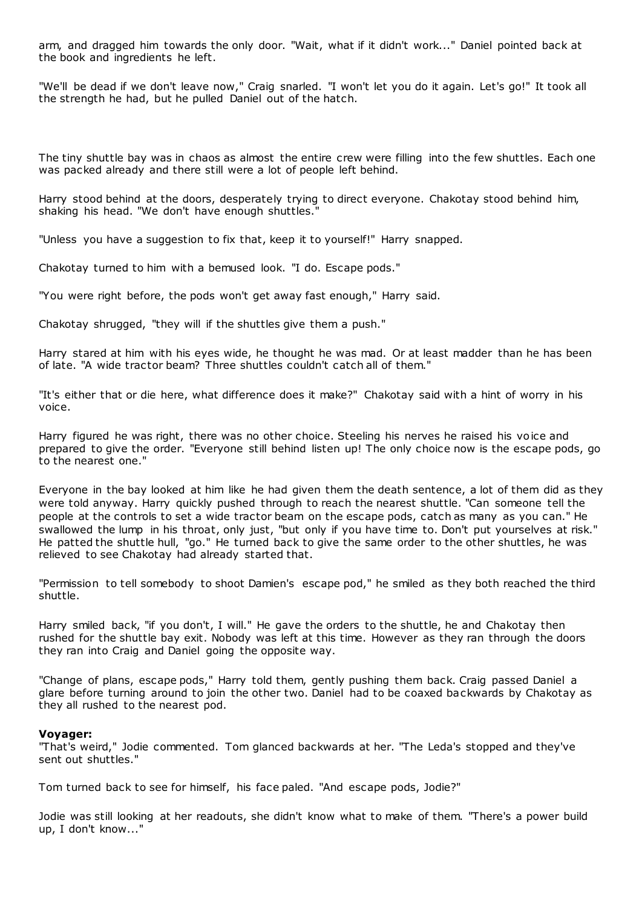arm, and dragged him towards the only door. "Wait, what if it didn't work..." Daniel pointed back at the book and ingredients he left.

"We'll be dead if we don't leave now," Craig snarled. "I won't let you do it again. Let's go!" It took all the strength he had, but he pulled Daniel out of the hatch.

The tiny shuttle bay was in chaos as almost the entire crew were filling into the few shuttles. Each one was packed already and there still were a lot of people left behind.

Harry stood behind at the doors, desperately trying to direct everyone. Chakotay stood behind him, shaking his head. "We don't have enough shuttles."

"Unless you have a suggestion to fix that, keep it to yourself!" Harry snapped.

Chakotay turned to him with a bemused look. "I do. Escape pods."

"You were right before, the pods won't get away fast enough," Harry said.

Chakotay shrugged, "they will if the shuttles give them a push."

Harry stared at him with his eyes wide, he thought he was mad. Or at least madder than he has been of late. "A wide tractor beam? Three shuttles couldn't catch all of them."

"It's either that or die here, what difference does it make?" Chakotay said with a hint of worry in his voice.

Harry figured he was right, there was no other choice. Steeling his nerves he raised his voice and prepared to give the order. "Everyone still behind listen up! The only choice now is the escape pods, go to the nearest one."

Everyone in the bay looked at him like he had given them the death sentence, a lot of them did as they were told anyway. Harry quickly pushed through to reach the nearest shuttle. "Can someone tell the people at the controls to set a wide tractor beam on the escape pods, catch as many as you can." He swallowed the lump in his throat, only just, "but only if you have time to. Don't put yourselves at risk." He patted the shuttle hull, "go." He turned back to give the same order to the other shuttles, he was relieved to see Chakotay had already started that.

"Permission to tell somebody to shoot Damien's escape pod," he smiled as they both reached the third shuttle.

Harry smiled back, "if you don't, I will." He gave the orders to the shuttle, he and Chakotay then rushed for the shuttle bay exit. Nobody was left at this time. However as they ran through the doors they ran into Craig and Daniel going the opposite way.

"Change of plans, escape pods," Harry told them, gently pushing them back. Craig passed Daniel a glare before turning around to join the other two. Daniel had to be coaxed backwards by Chakotay as they all rushed to the nearest pod.

**Voyager:**
"That's weird," Jodie commented. Tom glanced backwards at her. "The Leda's stopped and they've sent out shuttles."

Tom turned back to see for himself, his face paled. "And escape pods, Jodie?"

Jodie was still looking at her readouts, she didn't know what to make of them. "There's a power build up, I don't know..."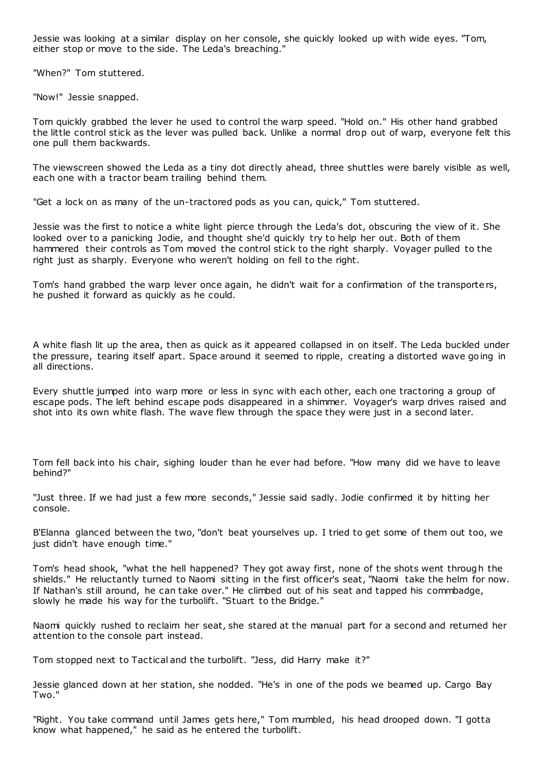Jessie was looking at a similar display on her console, she quickly looked up with wide eyes. "Tom, either stop or move to the side. The Leda's breaching."

"When?" Tom stuttered.

"Now!" Jessie snapped.

Tom quickly grabbed the lever he used to control the warp speed. "Hold on." His other hand grabbed the little control stick as the lever was pulled back. Unlike a normal drop out of warp, everyone felt this one pull them backwards.

The viewscreen showed the Leda as a tiny dot directly ahead, three shuttles were barely visible as well, each one with a tractor beam trailing behind them.

"Get a lock on as many of the un-tractored pods as you can, quick," Tom stuttered.

Jessie was the first to notice a white light pierce through the Leda's dot, obscuring the view of it. She looked over to a panicking Jodie, and thought she'd quickly try to help her out. Both of them hammered their controls as Tom moved the control stick to the right sharply. Voyager pulled to the right just as sharply. Everyone who weren't holding on fell to the right.

Tom's hand grabbed the warp lever once again, he didn't wait for a confirmation of the transporters, he pushed it forward as quickly as he could.

A white flash lit up the area, then as quick as it appeared collapsed in on itself. The Leda buckled under the pressure, tearing itself apart. Space around it seemed to ripple, creating a distorted wave going in all directions.

Every shuttle jumped into warp more or less in sync with each other, each one tractoring a group of escape pods. The left behind escape pods disappeared in a shimmer. Voyager's warp drives raised and shot into its own white flash. The wave flew through the space they were just in a second later.

Tom fell back into his chair, sighing louder than he ever had before. "How many did we have to leave behind?"

"Just three. If we had just a few more seconds," Jessie said sadly. Jodie confirmed it by hitting her console.

B'Elanna glanced between the two, "don't beat yourselves up. I tried to get some of them out too, we just didn't have enough time."

Tom's head shook, "what the hell happened? They got away first, none of the shots went through the shields." He reluctantly turned to Naomi sitting in the first officer's seat, "Naomi take the helm for now. If Nathan's still around, he can take over." He climbed out of his seat and tapped his commbadge, slowly he made his way for the turbolift. "Stuart to the Bridge."

Naomi quickly rushed to reclaim her seat, she stared at the manual part for a second and returned her attention to the console part instead.

Tom stopped next to Tactical and the turbolift. "Jess, did Harry make it?"

Jessie glanced down at her station, she nodded. "He's in one of the pods we beamed up. Cargo Bay Two."

"Right. You take command until James gets here," Tom mumbled, his head drooped down. "I gotta know what happened," he said as he entered the turbolift.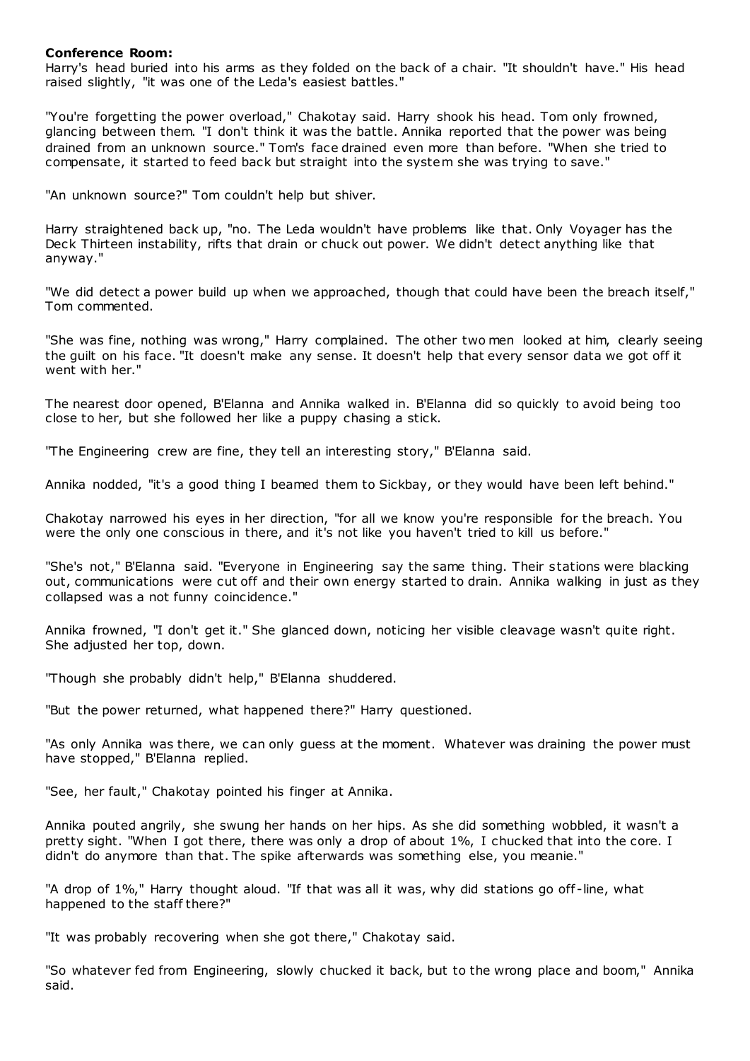**Conference Room:**

Harry's head buried into his arms as they folded on the back of a chair. "It shouldn't have." His head raised slightly, "it was one of the Leda's easiest battles."

"You're forgetting the power overload," Chakotay said. Harry shook his head. Tom only frowned, glancing between them. "I don't think it was the battle. Annika reported that the power was being drained from an unknown source." Tom's face drained even more than before. "When she tried to compensate, it started to feed back but straight into the system she was trying to save."

"An unknown source?" Tom couldn't help but shiver.

Harry straightened back up, "no. The Leda wouldn't have problems like that. Only Voyager has the Deck Thirteen instability, rifts that drain or chuck out power. We didn't detect anything like that anyway."

"We did detect a power build up when we approached, though that could have been the breach itself," Tom commented.

"She was fine, nothing was wrong," Harry complained. The other two men looked at him, clearly seeing the guilt on his face. "It doesn't make any sense. It doesn't help that every sensor data we got off it went with her."

The nearest door opened, B'Elanna and Annika walked in. B'Elanna did so quickly to avoid being too close to her, but she followed her like a puppy chasing a stick.

"The Engineering crew are fine, they tell an interesting story," B'Elanna said.

Annika nodded, "it's a good thing I beamed them to Sickbay, or they would have been left behind."

Chakotay narrowed his eyes in her direction, "for all we know you're responsible for the breach. You were the only one conscious in there, and it's not like you haven't tried to kill us before."

"She's not," B'Elanna said. "Everyone in Engineering say the same thing. Their stations were blacking out, communications were cut off and their own energy started to drain. Annika walking in just as they collapsed was a not funny coincidence."

Annika frowned, "I don't get it." She glanced down, noticing her visible cleavage wasn't quite right. She adjusted her top, down.

"Though she probably didn't help," B'Elanna shuddered.

"But the power returned, what happened there?" Harry questioned.

"As only Annika was there, we can only guess at the moment. Whatever was draining the power must have stopped," B'Elanna replied.

"See, her fault," Chakotay pointed his finger at Annika.

Annika pouted angrily, she swung her hands on her hips. As she did something wobbled, it wasn't a pretty sight. "When I got there, there was only a drop of about 1%, I chucked that into the core. I didn't do anymore than that. The spike afterwards was something else, you meanie."

"A drop of 1%," Harry thought aloud. "If that was all it was, why did stations go off-line, what happened to the staff there?"

"It was probably recovering when she got there," Chakotay said.

"So whatever fed from Engineering, slowly chucked it back, but to the wrong place and boom," Annika said.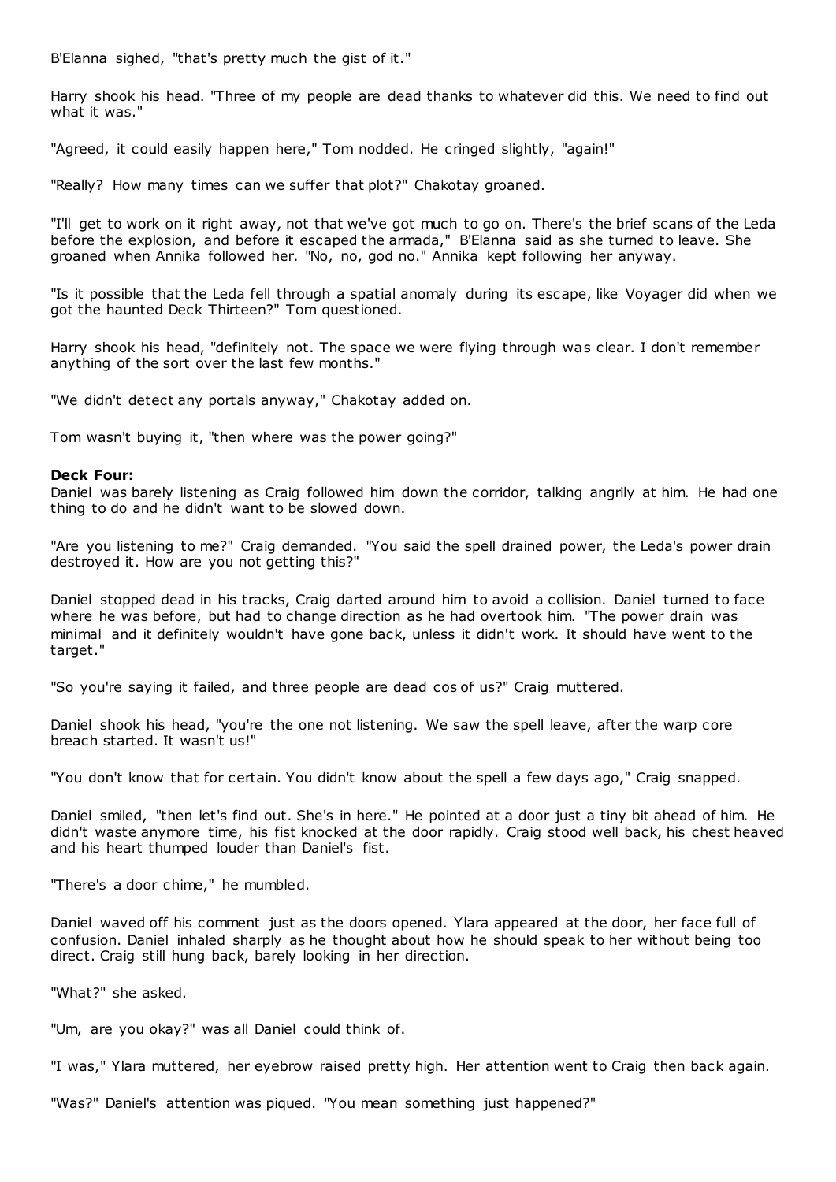B'Elanna sighed, "that's pretty much the gist of it."

Harry shook his head. "Three of my people are dead thanks to whatever did this. We need to find out what it was."

"Agreed, it could easily happen here," Tom nodded. He cringed slightly, "again!"

"Really? How many times can we suffer that plot?" Chakotay groaned.

"I'll get to work on it right away, not that we've got much to go on. There's the brief scans of the Leda before the explosion, and before it escaped the armada," B'Elanna said as she turned to leave. She groaned when Annika followed her. "No, no, god no." Annika kept following her anyway.

"Is it possible that the Leda fell through a spatial anomaly during its escape, like Voyager did when we got the haunted Deck Thirteen?" Tom questioned.

Harry shook his head, "definitely not. The space we were flying through was clear. I don't remember anything of the sort over the last few months."

"We didn't detect any portals anyway," Chakotay added on.

Tom wasn't buying it, "then where was the power going?"

**Deck Four:**

Daniel was barely listening as Craig followed him down the corridor, talking angrily at him. He had one thing to do and he didn't want to be slowed down.

"Are you listening to me?" Craig demanded. "You said the spell drained power, the Leda's power drain destroyed it. How are you not getting this?"

Daniel stopped dead in his tracks, Craig darted around him to avoid a collision. Daniel turned to face where he was before, but had to change direction as he had overtook him. "The power drain was minimal and it definitely wouldn't have gone back, unless it didn't work. It should have went to the target."

"So you're saying it failed, and three people are dead cos of us?" Craig muttered.

Daniel shook his head, "you're the one not listening. We saw the spell leave, after the warp core breach started. It wasn't us!"

"You don't know that for certain. You didn't know about the spell a few days ago," Craig snapped.

Daniel smiled, "then let's find out. She's in here." He pointed at a door just a tiny bit ahead of him. He didn't waste anymore time, his fist knocked at the door rapidly. Craig stood well back, his chest heaved and his heart thumped louder than Daniel's fist.

"There's a door chime," he mumbled.

Daniel waved off his comment just as the doors opened. Ylara appeared at the door, her face full of confusion. Daniel inhaled sharply as he thought about how he should speak to her without being too direct. Craig still hung back, barely looking in her direction.

"What?" she asked.

"Um, are you okay?" was all Daniel could think of.

"I was," Ylara muttered, her eyebrow raised pretty high. Her attention went to Craig then back again.

"Was?" Daniel's attention was piqued. "You mean something just happened?"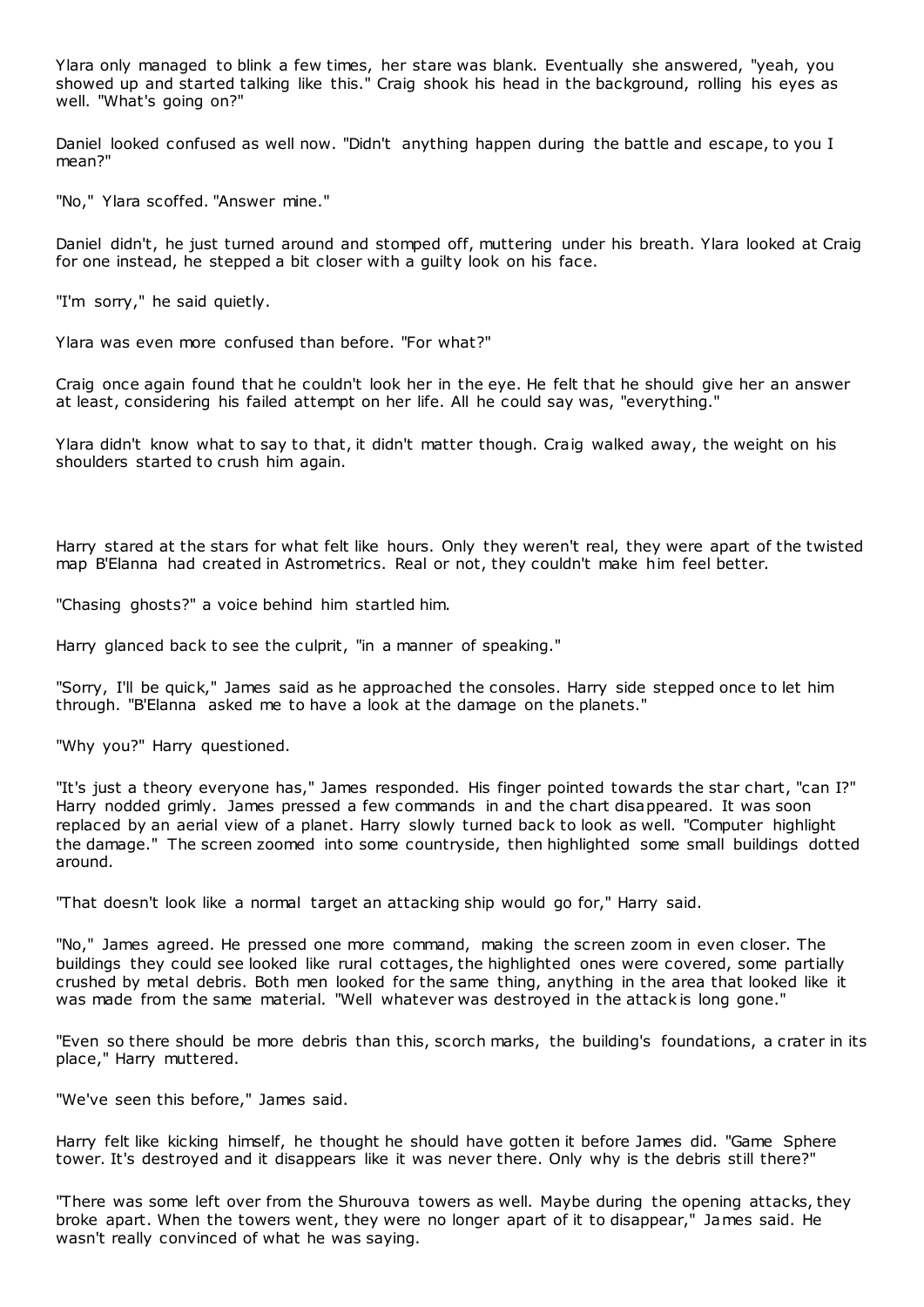Ylara only managed to blink a few times, her stare was blank. Eventually she answered, "yeah, you showed up and started talking like this." Craig shook his head in the background, rolling his eyes as well. "What's going on?"

Daniel looked confused as well now. "Didn't anything happen during the battle and escape, to you I mean?"

"No," Ylara scoffed. "Answer mine."

Daniel didn't, he just turned around and stomped off, muttering under his breath. Ylara looked at Craig for one instead, he stepped a bit closer with a guilty look on his face.

"I'm sorry," he said quietly.

Ylara was even more confused than before. "For what?"

Craig once again found that he couldn't look her in the eye. He felt that he should give her an answer at least, considering his failed attempt on her life. All he could say was, "everything."

Ylara didn't know what to say to that, it didn't matter though. Craig walked away, the weight on his shoulders started to crush him again.

Harry stared at the stars for what felt like hours. Only they weren't real, they were apart of the twisted map B'Elanna had created in Astrometrics. Real or not, they couldn't make him feel better.

"Chasing ghosts?" a voice behind him startled him.

Harry glanced back to see the culprit, "in a manner of speaking."

"Sorry, I'll be quick," James said as he approached the consoles. Harry side stepped once to let him through. "B'Elanna asked me to have a look at the damage on the planets."

"Why you?" Harry questioned.

"It's just a theory everyone has," James responded. His finger pointed towards the star chart, "can I?" Harry nodded grimly. James pressed a few commands in and the chart disappeared. It was soon replaced by an aerial view of a planet. Harry slowly turned back to look as well. "Computer highlight the damage." The screen zoomed into some countryside, then highlighted some small buildings dotted around.

"That doesn't look like a normal target an attacking ship would go for," Harry said.

"No," James agreed. He pressed one more command, making the screen zoom in even closer. The buildings they could see looked like rural cottages, the highlighted ones were covered, some partially crushed by metal debris. Both men looked for the same thing, anything in the area that looked like it was made from the same material. "Well whatever was destroyed in the attack is long gone."

"Even so there should be more debris than this, scorch marks, the building's foundations, a crater in its place," Harry muttered.

"We've seen this before," James said.

Harry felt like kicking himself, he thought he should have gotten it before James did. "Game Sphere tower. It's destroyed and it disappears like it was never there. Only why is the debris still there?"

"There was some left over from the Shurouva towers as well. Maybe during the opening attacks, they broke apart. When the towers went, they were no longer apart of it to disappear," James said. He wasn't really convinced of what he was saying.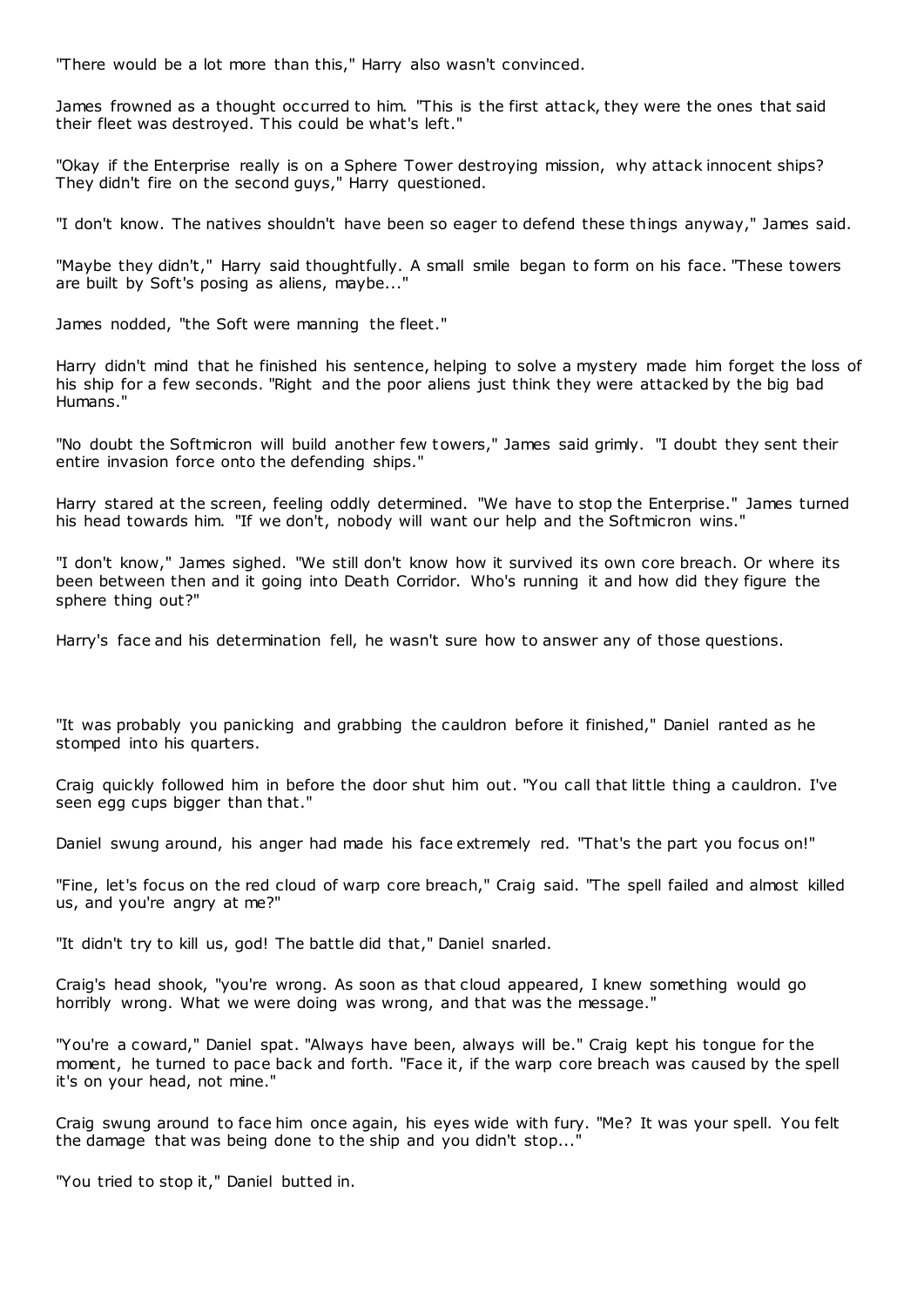"There would be a lot more than this," Harry also wasn't convinced.

James frowned as a thought occurred to him. "This is the first attack, they were the ones that said their fleet was destroyed. This could be what's left."

"Okay if the Enterprise really is on a Sphere Tower destroying mission, why attack innocent ships? They didn't fire on the second guys," Harry questioned.

"I don't know. The natives shouldn't have been so eager to defend these things anyway," James said.

"Maybe they didn't," Harry said thoughtfully. A small smile began to form on his face. "These towers are built by Soft's posing as aliens, maybe..."

James nodded, "the Soft were manning the fleet."

Harry didn't mind that he finished his sentence, helping to solve a mystery made him forget the loss of his ship for a few seconds. "Right and the poor aliens just think they were attacked by the big bad Humans."

"No doubt the Softmicron will build another few towers," James said grimly. "I doubt they sent their entire invasion force onto the defending ships."

Harry stared at the screen, feeling oddly determined. "We have to stop the Enterprise." James turned his head towards him. "If we don't, nobody will want our help and the Softmicron wins."

"I don't know," James sighed. "We still don't know how it survived its own core breach. Or where its been between then and it going into Death Corridor. Who's running it and how did they figure the sphere thing out?"

Harry's face and his determination fell, he wasn't sure how to answer any of those questions.

"It was probably you panicking and grabbing the cauldron before it finished," Daniel ranted as he stomped into his quarters.

Craig quickly followed him in before the door shut him out. "You call that little thing a cauldron. I've seen egg cups bigger than that."

Daniel swung around, his anger had made his face extremely red. "That's the part you focus on!"

"Fine, let's focus on the red cloud of warp core breach," Craig said. "The spell failed and almost killed us, and you're angry at me?"

"It didn't try to kill us, god! The battle did that," Daniel snarled.

Craig's head shook, "you're wrong. As soon as that cloud appeared, I knew something would go horribly wrong. What we were doing was wrong, and that was the message."

"You're a coward," Daniel spat. "Always have been, always will be." Craig kept his tongue for the moment, he turned to pace back and forth. "Face it, if the warp core breach was caused by the spell it's on your head, not mine."

Craig swung around to face him once again, his eyes wide with fury. "Me? It was your spell. You felt the damage that was being done to the ship and you didn't stop..."

"You tried to stop it," Daniel butted in.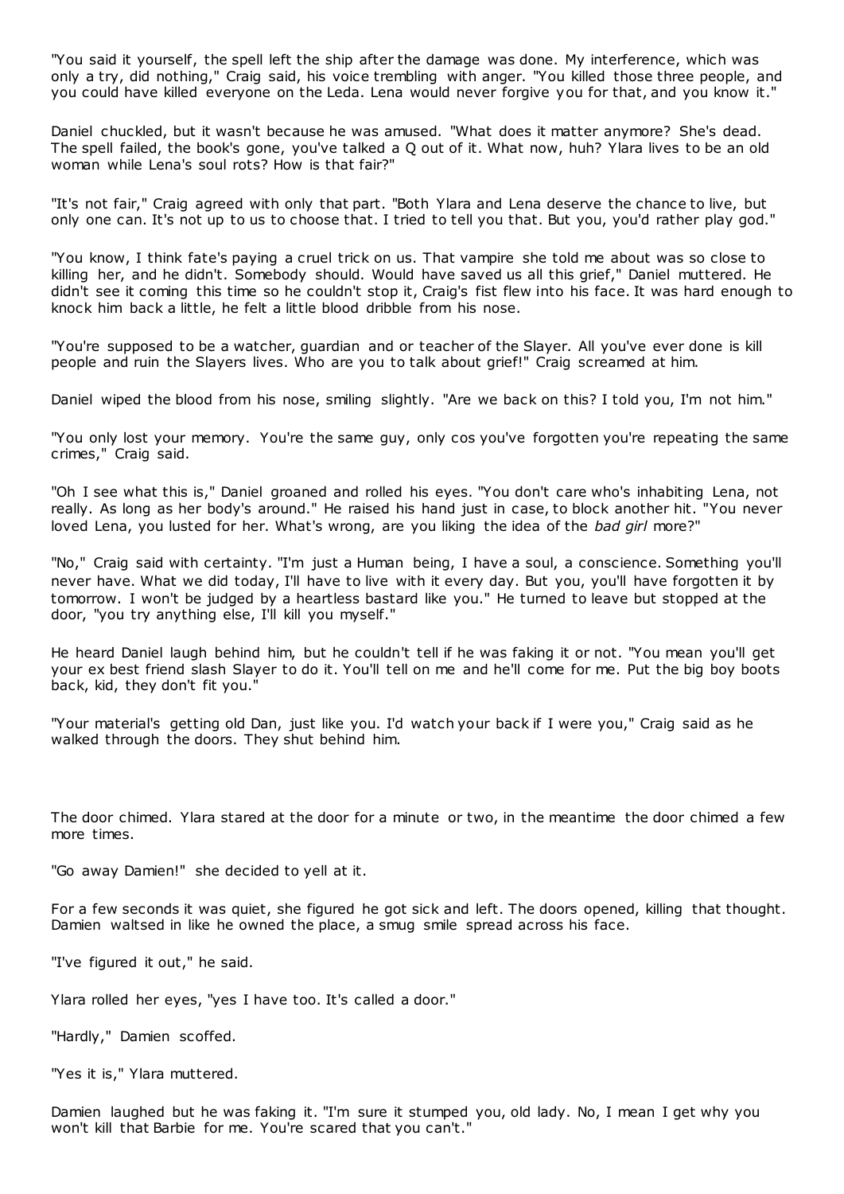"You said it yourself, the spell left the ship after the damage was done. My interference, which was only a try, did nothing," Craig said, his voice trembling with anger. "You killed those three people, and you could have killed everyone on the Leda. Lena would never forgive you for that, and you know it."

Daniel chuckled, but it wasn't because he was amused. "What does it matter anymore? She's dead. The spell failed, the book's gone, you've talked a Q out of it. What now, huh? Ylara lives to be an old woman while Lena's soul rots? How is that fair?"

"It's not fair," Craig agreed with only that part. "Both Ylara and Lena deserve the chance to live, but only one can. It's not up to us to choose that. I tried to tell you that. But you, you'd rather play god."

"You know, I think fate's paying a cruel trick on us. That vampire she told me about was so close to killing her, and he didn't. Somebody should. Would have saved us all this grief," Daniel muttered. He didn't see it coming this time so he couldn't stop it, Craig's fist flew into his face. It was hard enough to knock him back a little, he felt a little blood dribble from his nose.

"You're supposed to be a watcher, guardian and or teacher of the Slayer. All you've ever done is kill people and ruin the Slayers lives. Who are you to talk about grief!" Craig screamed at him.

Daniel wiped the blood from his nose, smiling slightly. "Are we back on this? I told you, I'm not him."

"You only lost your memory. You're the same guy, only cos you've forgotten you're repeating the same crimes," Craig said.

"Oh I see what this is," Daniel groaned and rolled his eyes. "You don't care who's inhabiting Lena, not really. As long as her body's around." He raised his hand just in case, to block another hit. "You never loved Lena, you lusted for her. What's wrong, are you liking the idea of the *bad girl* more?"

"No," Craig said with certainty. "I'm just a Human being, I have a soul, a conscience. Something you'll never have. What we did today, I'll have to live with it every day. But you, you'll have forgotten it by tomorrow. I won't be judged by a heartless bastard like you." He turned to leave but stopped at the door, "you try anything else, I'll kill you myself."

He heard Daniel laugh behind him, but he couldn't tell if he was faking it or not. "You mean you'll get your ex best friend slash Slayer to do it. You'll tell on me and he'll come for me. Put the big boy boots back, kid, they don't fit you."

"Your material's getting old Dan, just like you. I'd watch your back if I were you," Craig said as he walked through the doors. They shut behind him.

The door chimed. Ylara stared at the door for a minute or two, in the meantime the door chimed a few more times.

"Go away Damien!" she decided to yell at it.

For a few seconds it was quiet, she figured he got sick and left. The doors opened, killing that thought. Damien waltsed in like he owned the place, a smug smile spread across his face.

"I've figured it out," he said.

Ylara rolled her eyes, "yes I have too. It's called a door."

"Hardly," Damien scoffed.

"Yes it is," Ylara muttered.

Damien laughed but he was faking it. "I'm sure it stumped you, old lady. No, I mean I get why you won't kill that Barbie for me. You're scared that you can't."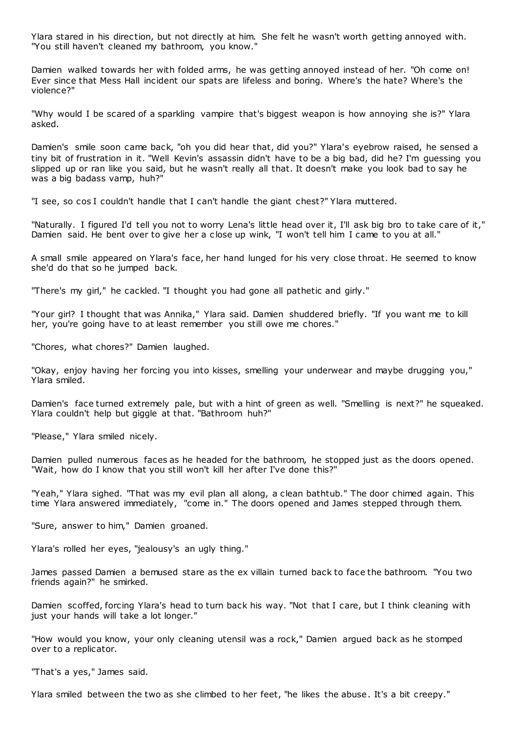Ylara stared in his direction, but not directly at him. She felt he wasn't worth getting annoyed with. "You still haven't cleaned my bathroom, you know."

Damien walked towards her with folded arms, he was getting annoyed instead of her. "Oh come on! Ever since that Mess Hall incident our spats are lifeless and boring. Where's the hate? Where's the violence?"

"Why would I be scared of a sparkling vampire that's biggest weapon is how annoying she is?" Ylara asked.

Damien's smile soon came back, "oh you did hear that, did you?" Ylara's eyebrow raised, he sensed a tiny bit of frustration in it. "Well Kevin's assassin didn't have to be a big bad, did he? I'm guessing you slipped up or ran like you said, but he wasn't really all that. It doesn't make you look bad to say he was a big badass vamp, huh?"

"I see, so cos I couldn't handle that I can't handle the giant chest?" Ylara muttered.

"Naturally. I figured I'd tell you not to worry Lena's little head over it, I'll ask big bro to take care of it," Damien said. He bent over to give her a close up wink, "I won't tell him I came to you at all."

A small smile appeared on Ylara's face, her hand lunged for his very close throat. He seemed to know she'd do that so he jumped back.

"There's my girl," he cackled. "I thought you had gone all pathetic and girly."

"Your girl? I thought that was Annika," Ylara said. Damien shuddered briefly. "If you want me to kill her, you're going have to at least remember you still owe me chores."

"Chores, what chores?" Damien laughed.

"Okay, enjoy having her forcing you into kisses, smelling your underwear and maybe drugging you," Ylara smiled.

Damien's face turned extremely pale, but with a hint of green as well. "Smelling is next?" he squeaked. Ylara couldn't help but giggle at that. "Bathroom huh?"

"Please," Ylara smiled nicely.

Damien pulled numerous faces as he headed for the bathroom, he stopped just as the doors opened. "Wait, how do I know that you still won't kill her after I've done this?"

"Yeah," Ylara sighed. "That was my evil plan all along, a clean bathtub." The door chimed again. This time Ylara answered immediately, "come in." The doors opened and James stepped through them.

"Sure, answer to him," Damien groaned.

Ylara's rolled her eyes, "jealousy's an ugly thing."

James passed Damien a bemused stare as the ex villain turned back to face the bathroom. "You two friends again?" he smirked.

Damien scoffed, forcing Ylara's head to turn back his way. "Not that I care, but I think cleaning with just your hands will take a lot longer."

"How would you know, your only cleaning utensil was a rock," Damien argued back as he stomped over to a replicator.

"That's a yes," James said.

Ylara smiled between the two as she climbed to her feet, "he likes the abuse. It's a bit creepy."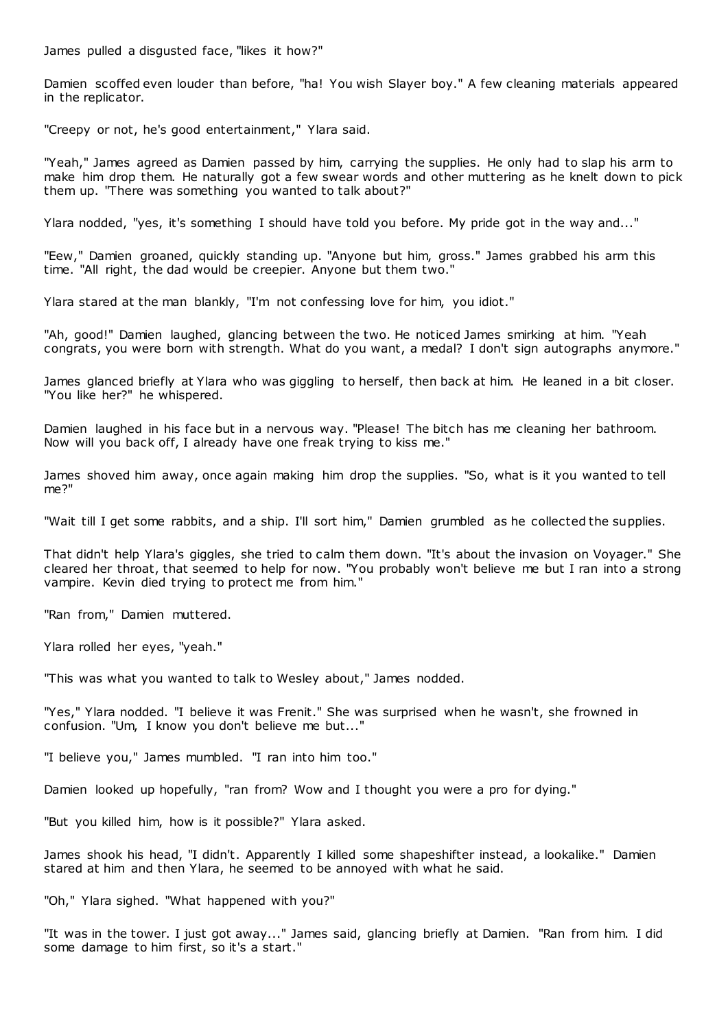James pulled a disgusted face, "likes it how?"

Damien scoffed even louder than before, "ha! You wish Slayer boy." A few cleaning materials appeared in the replicator.

"Creepy or not, he's good entertainment," Ylara said.

"Yeah," James agreed as Damien passed by him, carrying the supplies. He only had to slap his arm to make him drop them. He naturally got a few swear words and other muttering as he knelt down to pick them up. "There was something you wanted to talk about?"

Ylara nodded, "yes, it's something I should have told you before. My pride got in the way and..."

"Eew," Damien groaned, quickly standing up. "Anyone but him, gross." James grabbed his arm this time. "All right, the dad would be creepier. Anyone but them two."

Ylara stared at the man blankly, "I'm not confessing love for him, you idiot."

"Ah, good!" Damien laughed, glancing between the two. He noticed James smirking at him. "Yeah congrats, you were born with strength. What do you want, a medal? I don't sign autographs anymore."

James glanced briefly at Ylara who was giggling to herself, then back at him. He leaned in a bit closer. "You like her?" he whispered.

Damien laughed in his face but in a nervous way. "Please! The bitch has me cleaning her bathroom. Now will you back off, I already have one freak trying to kiss me."

James shoved him away, once again making him drop the supplies. "So, what is it you wanted to tell me?"

"Wait till I get some rabbits, and a ship. I'll sort him," Damien grumbled as he collected the supplies.

That didn't help Ylara's giggles, she tried to calm them down. "It's about the invasion on Voyager." She cleared her throat, that seemed to help for now. "You probably won't believe me but I ran into a strong vampire. Kevin died trying to protect me from him."

"Ran from," Damien muttered.

Ylara rolled her eyes, "yeah."

"This was what you wanted to talk to Wesley about," James nodded.

"Yes," Ylara nodded. "I believe it was Frenit." She was surprised when he wasn't, she frowned in confusion. "Um, I know you don't believe me but..."

"I believe you," James mumbled. "I ran into him too."

Damien looked up hopefully, "ran from? Wow and I thought you were a pro for dying."

"But you killed him, how is it possible?" Ylara asked.

James shook his head, "I didn't. Apparently I killed some shapeshifter instead, a lookalike." Damien stared at him and then Ylara, he seemed to be annoyed with what he said.

"Oh," Ylara sighed. "What happened with you?"

"It was in the tower. I just got away..." James said, glancing briefly at Damien. "Ran from him. I did some damage to him first, so it's a start."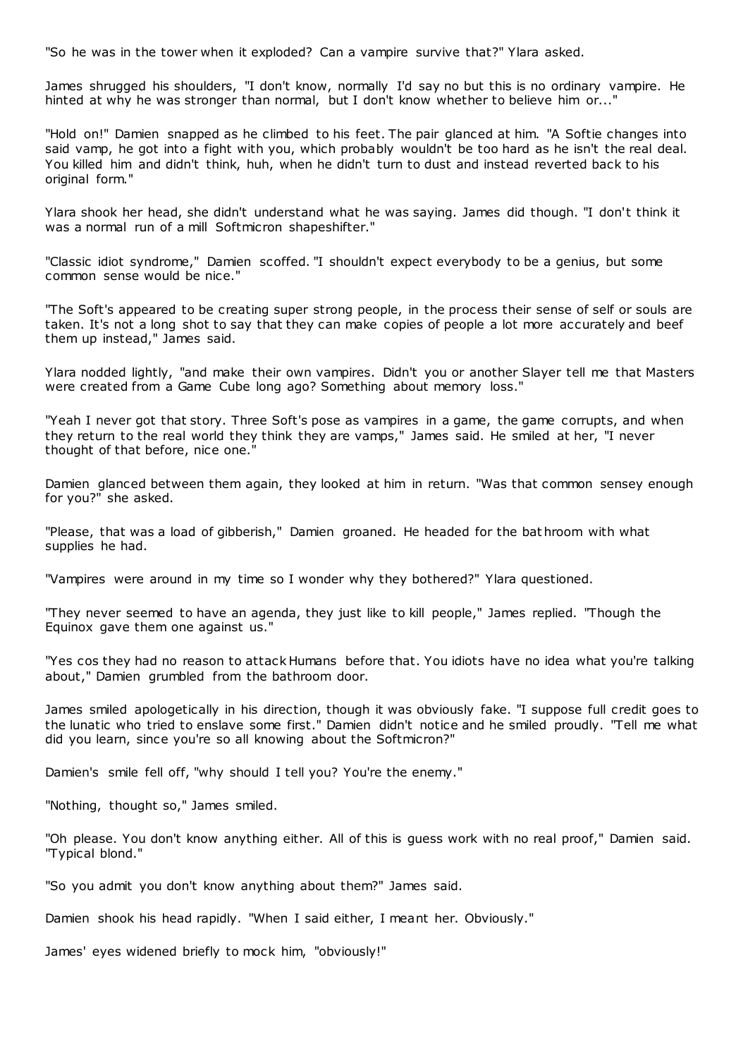"So he was in the tower when it exploded? Can a vampire survive that?" Ylara asked.

James shrugged his shoulders, "I don't know, normally I'd say no but this is no ordinary vampire. He hinted at why he was stronger than normal, but I don't know whether to believe him or..."

"Hold on!" Damien snapped as he climbed to his feet. The pair glanced at him. "A Softie changes into said vamp, he got into a fight with you, which probably wouldn't be too hard as he isn't the real deal. You killed him and didn't think, huh, when he didn't turn to dust and instead reverted back to his original form."

Ylara shook her head, she didn't understand what he was saying. James did though. "I don't think it was a normal run of a mill Softmicron shapeshifter."

"Classic idiot syndrome," Damien scoffed. "I shouldn't expect everybody to be a genius, but some common sense would be nice."

"The Soft's appeared to be creating super strong people, in the process their sense of self or souls are taken. It's not a long shot to say that they can make copies of people a lot more accurately and beef them up instead," James said.

Ylara nodded lightly, "and make their own vampires. Didn't you or another Slayer tell me that Masters were created from a Game Cube long ago? Something about memory loss."

"Yeah I never got that story. Three Soft's pose as vampires in a game, the game corrupts, and when they return to the real world they think they are vamps," James said. He smiled at her, "I never thought of that before, nice one."

Damien glanced between them again, they looked at him in return. "Was that common sensey enough for you?" she asked.

"Please, that was a load of gibberish," Damien groaned. He headed for the bathroom with what supplies he had.

"Vampires were around in my time so I wonder why they bothered?" Ylara questioned.

"They never seemed to have an agenda, they just like to kill people," James replied. "Though the Equinox gave them one against us."

"Yes cos they had no reason to attack Humans before that. You idiots have no idea what you're talking about," Damien grumbled from the bathroom door.

James smiled apologetically in his direction, though it was obviously fake. "I suppose full credit goes to the lunatic who tried to enslave some first." Damien didn't notice and he smiled proudly. "Tell me what did you learn, since you're so all knowing about the Softmicron?"

Damien's smile fell off, "why should I tell you? You're the enemy."

"Nothing, thought so," James smiled.

"Oh please. You don't know anything either. All of this is guess work with no real proof," Damien said. "Typical blond."

"So you admit you don't know anything about them?" James said.

Damien shook his head rapidly. "When I said either, I meant her. Obviously."

James' eyes widened briefly to mock him, "obviously!"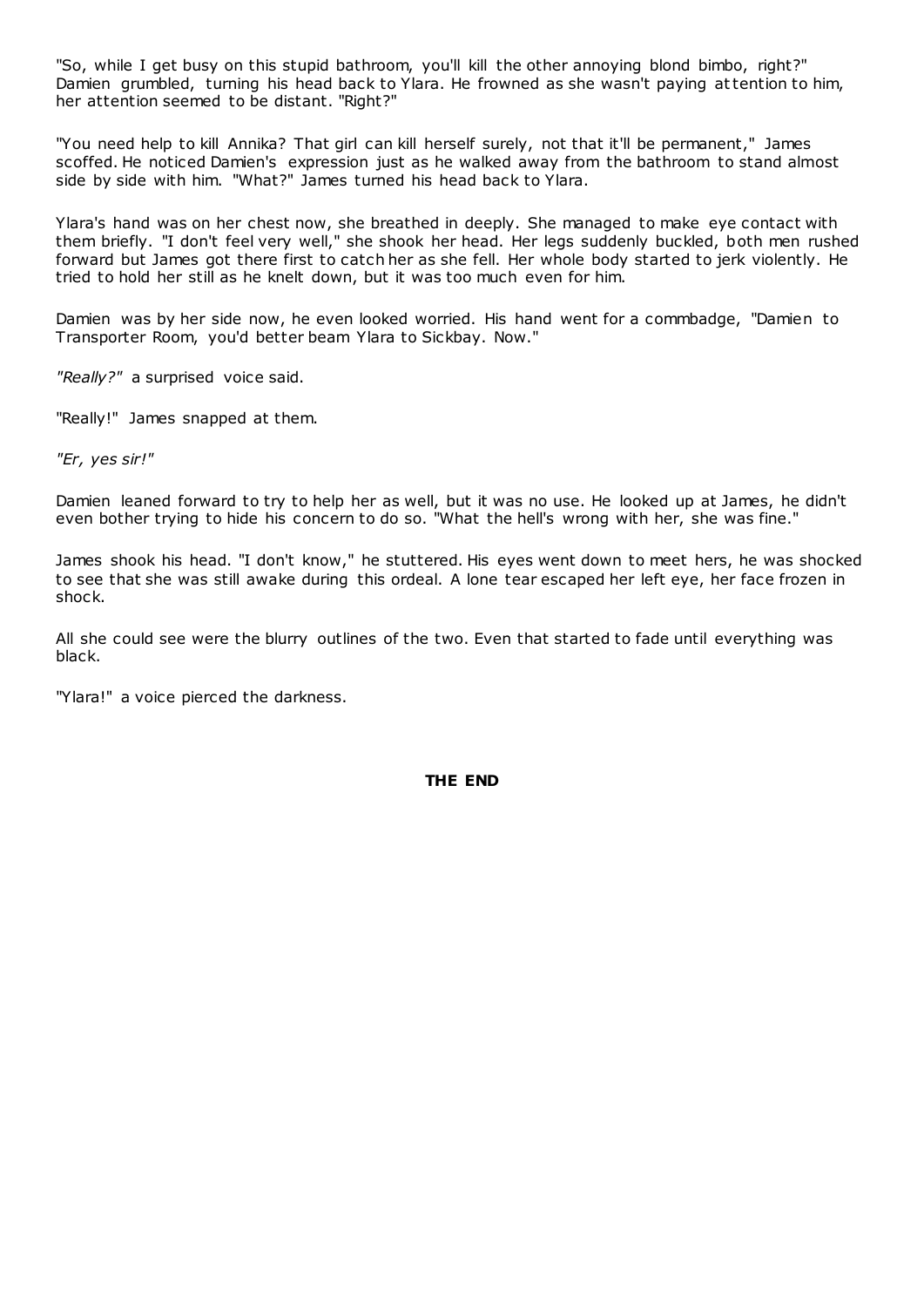"So, while I get busy on this stupid bathroom, you'll kill the other annoying blond bimbo, right?" Damien grumbled, turning his head back to Ylara. He frowned as she wasn't paying attention to him, her attention seemed to be distant. "Right?"

"You need help to kill Annika? That girl can kill herself surely, not that it'll be permanent," James scoffed. He noticed Damien's expression just as he walked away from the bathroom to stand almost side by side with him. "What?" James turned his head back to Ylara.

Ylara's hand was on her chest now, she breathed in deeply. She managed to make eye contact with them briefly. "I don't feel very well," she shook her head. Her legs suddenly buckled, both men rushed forward but James got there first to catch her as she fell. Her whole body started to jerk violently. He tried to hold her still as he knelt down, but it was too much even for him.

Damien was by her side now, he even looked worried. His hand went for a commbadge, "Damien to Transporter Room, you'd better beam Ylara to Sickbay. Now."

*"Really?"* a surprised voice said.

"Really!" James snapped at them.

*"Er, yes sir!"*

Damien leaned forward to try to help her as well, but it was no use. He looked up at James, he didn't even bother trying to hide his concern to do so. "What the hell's wrong with her, she was fine."

James shook his head. "I don't know," he stuttered. His eyes went down to meet hers, he was shocked to see that she was still awake during this ordeal. A lone tear escaped her left eye, her face frozen in shock.

All she could see were the blurry outlines of the two. Even that started to fade until everything was black.

"Ylara!" a voice pierced the darkness.

**THE END**